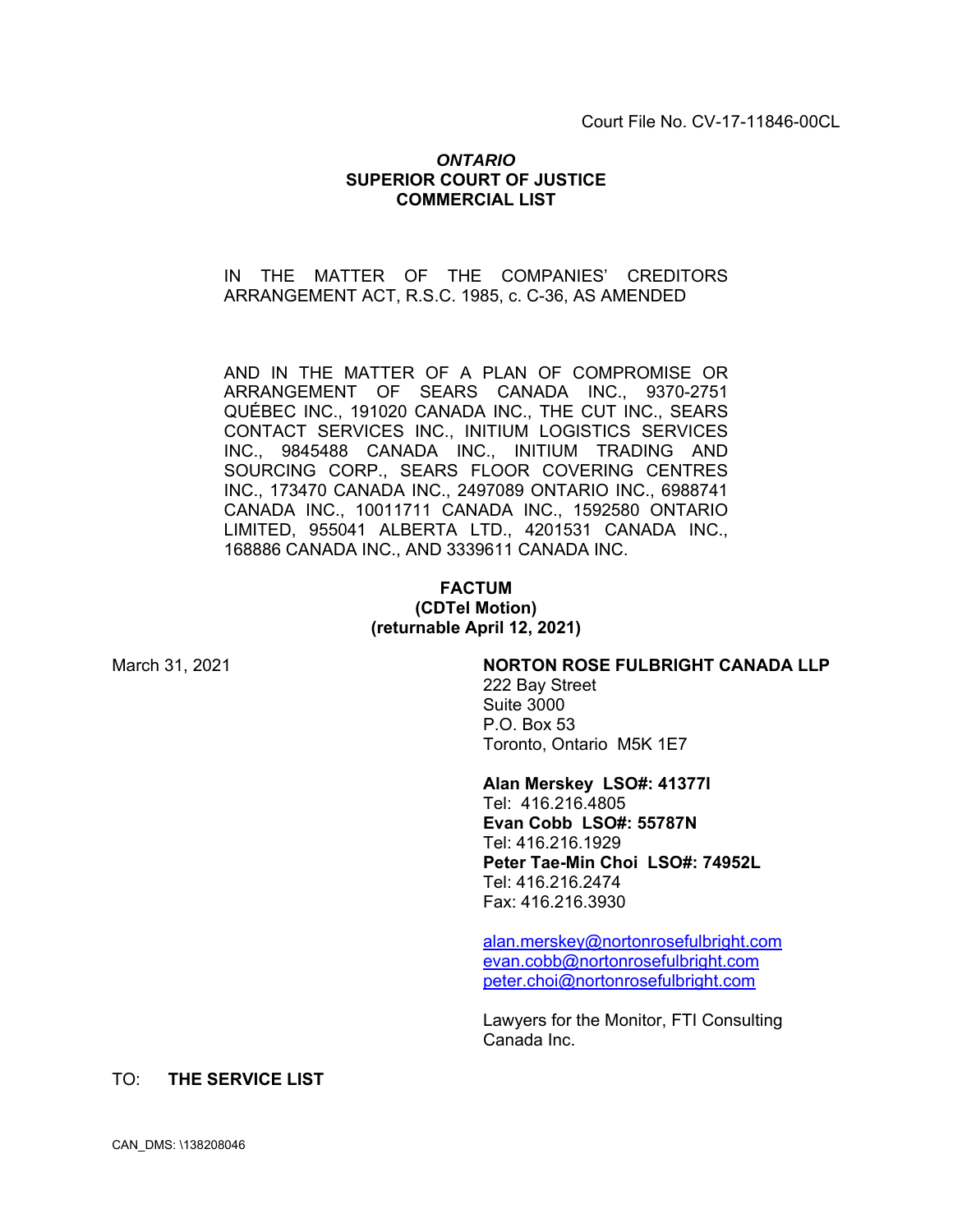Court File No. CV-17-11846-00CL

***ONTARIO***
**SUPERIOR COURT OF JUSTICE**
**COMMERCIAL LIST**

IN THE MATTER OF THE COMPANIES' CREDITORS ARRANGEMENT ACT, R.S.C. 1985, c. C-36, AS AMENDED

AND IN THE MATTER OF A PLAN OF COMPROMISE OR ARRANGEMENT OF SEARS CANADA INC., 9370-2751 QUÉBEC INC., 191020 CANADA INC., THE CUT INC., SEARS CONTACT SERVICES INC., INITIUM LOGISTICS SERVICES INC., 9845488 CANADA INC., INITIUM TRADING AND SOURCING CORP., SEARS FLOOR COVERING CENTRES INC., 173470 CANADA INC., 2497089 ONTARIO INC., 6988741 CANADA INC., 10011711 CANADA INC., 1592580 ONTARIO LIMITED, 955041 ALBERTA LTD., 4201531 CANADA INC., 168886 CANADA INC., AND 3339611 CANADA INC.

**FACTUM**
**(CDTel Motion)**
**(returnable April 12, 2021)**

March 31, 2021

**NORTON ROSE FULBRIGHT CANADA LLP**
222 Bay Street
Suite 3000
P.O. Box 53
Toronto, Ontario M5K 1E7

**Alan Merskey LSO#: 41377I**
Tel: 416.216.4805
**Evan Cobb LSO#: 55787N**
Tel: 416.216.1929
**Peter Tae-Min Choi LSO#: 74952L**
Tel: 416.216.2474
Fax: 416.216.3930

alan.merskey@nortonrosefulbright.com
evan.cobb@nortonrosefulbright.com
peter.choi@nortonrosefulbright.com

Lawyers for the Monitor, FTI Consulting Canada Inc.

TO: **THE SERVICE LIST**

CAN_DMS: \138208046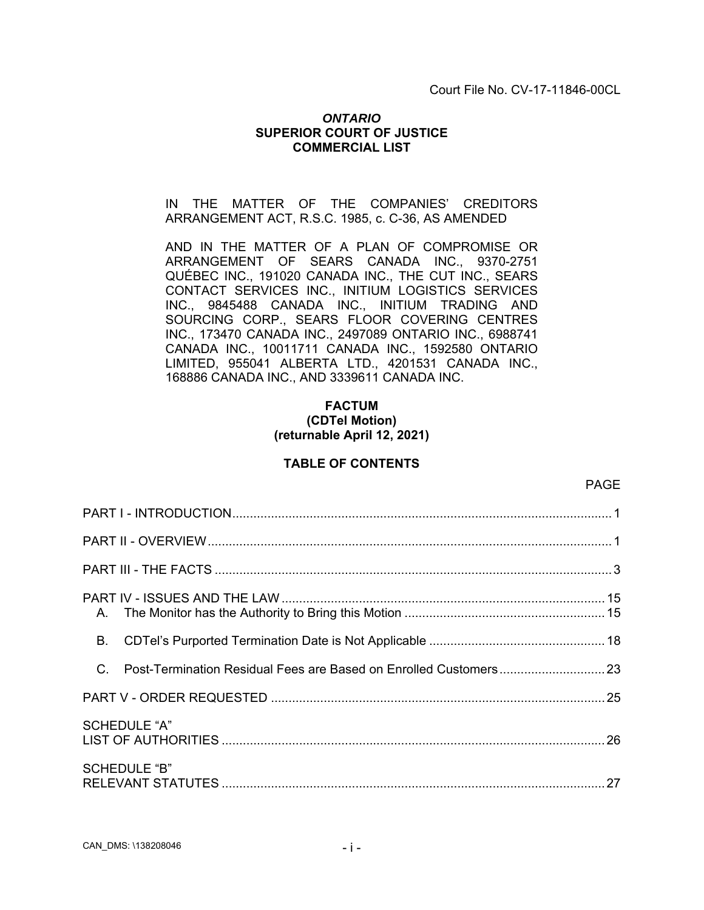Court File No. CV-17-11846-00CL

***ONTARIO***
**SUPERIOR COURT OF JUSTICE**
**COMMERCIAL LIST**

IN THE MATTER OF THE COMPANIES' CREDITORS ARRANGEMENT ACT, R.S.C. 1985, c. C-36, AS AMENDED

AND IN THE MATTER OF A PLAN OF COMPROMISE OR ARRANGEMENT OF SEARS CANADA INC., 9370-2751 QUÉBEC INC., 191020 CANADA INC., THE CUT INC., SEARS CONTACT SERVICES INC., INITIUM LOGISTICS SERVICES INC., 9845488 CANADA INC., INITIUM TRADING AND SOURCING CORP., SEARS FLOOR COVERING CENTRES INC., 173470 CANADA INC., 2497089 ONTARIO INC., 6988741 CANADA INC., 10011711 CANADA INC., 1592580 ONTARIO LIMITED, 955041 ALBERTA LTD., 4201531 CANADA INC., 168886 CANADA INC., AND 3339611 CANADA INC.

# FACTUM
## (CDTel Motion)
## (returnable April 12, 2021)

### TABLE OF CONTENTS

| | PAGE |
|---|---|
| PART I - INTRODUCTION | 1 |
| PART II - OVERVIEW | 1 |
| PART III - THE FACTS | 3 |
| PART IV - ISSUES AND THE LAW | 15 |
| A. The Monitor has the Authority to Bring this Motion | 15 |
| B. CDTel's Purported Termination Date is Not Applicable | 18 |
| C. Post-Termination Residual Fees are Based on Enrolled Customers | 23 |
| PART V - ORDER REQUESTED | 25 |
| SCHEDULE "A" LIST OF AUTHORITIES | 26 |
| SCHEDULE "B" RELEVANT STATUTES | 27 |

CAN_DMS: \138208046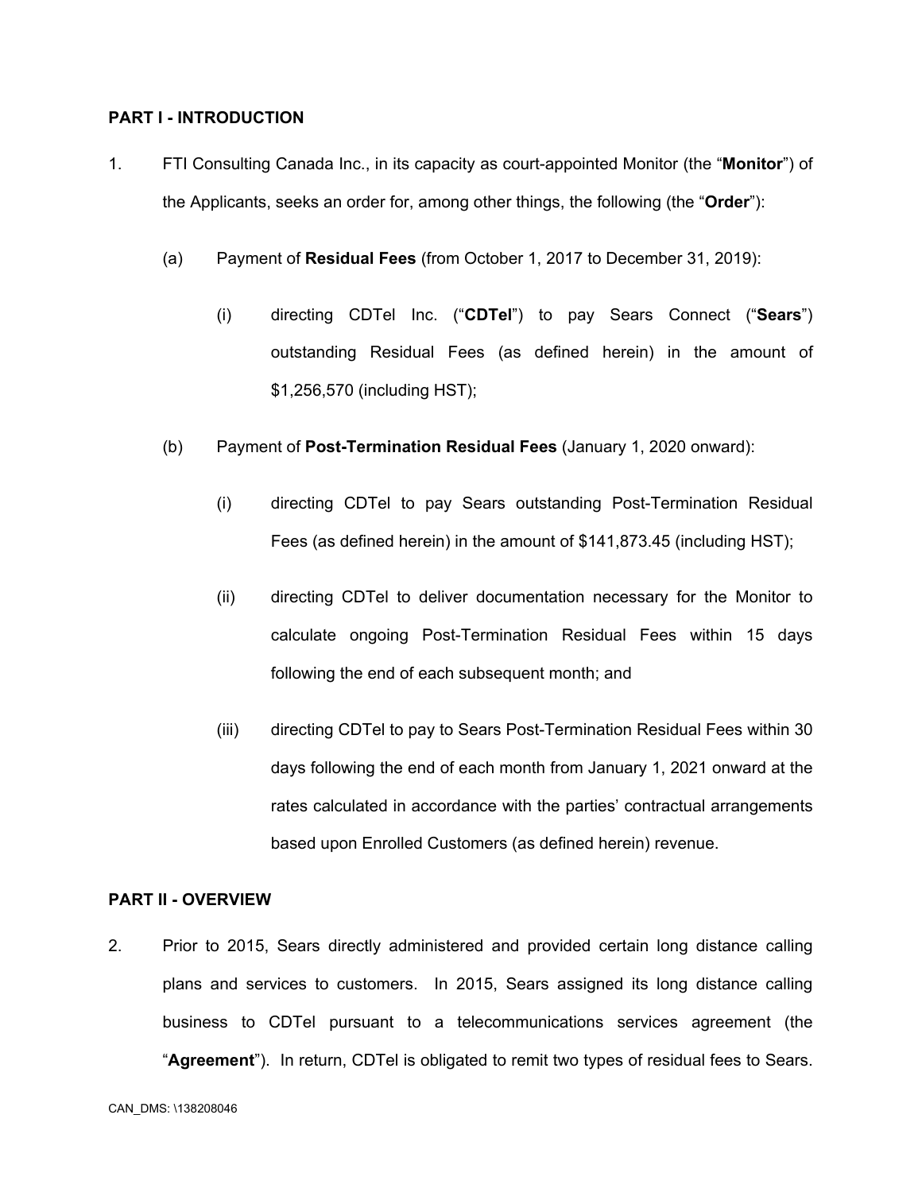## PART I - INTRODUCTION

1. FTI Consulting Canada Inc., in its capacity as court-appointed Monitor (the "**Monitor**") of the Applicants, seeks an order for, among other things, the following (the "**Order**"):

   (a) Payment of **Residual Fees** (from October 1, 2017 to December 31, 2019):

      (i) directing CDTel Inc. ("**CDTel**") to pay Sears Connect ("**Sears**") outstanding Residual Fees (as defined herein) in the amount of $1,256,570 (including HST);

   (b) Payment of **Post-Termination Residual Fees** (January 1, 2020 onward):

      (i) directing CDTel to pay Sears outstanding Post-Termination Residual Fees (as defined herein) in the amount of $141,873.45 (including HST);

      (ii) directing CDTel to deliver documentation necessary for the Monitor to calculate ongoing Post-Termination Residual Fees within 15 days following the end of each subsequent month; and

      (iii) directing CDTel to pay to Sears Post-Termination Residual Fees within 30 days following the end of each month from January 1, 2021 onward at the rates calculated in accordance with the parties' contractual arrangements based upon Enrolled Customers (as defined herein) revenue.

## PART II - OVERVIEW

2. Prior to 2015, Sears directly administered and provided certain long distance calling plans and services to customers. In 2015, Sears assigned its long distance calling business to CDTel pursuant to a telecommunications services agreement (the "**Agreement**"). In return, CDTel is obligated to remit two types of residual fees to Sears.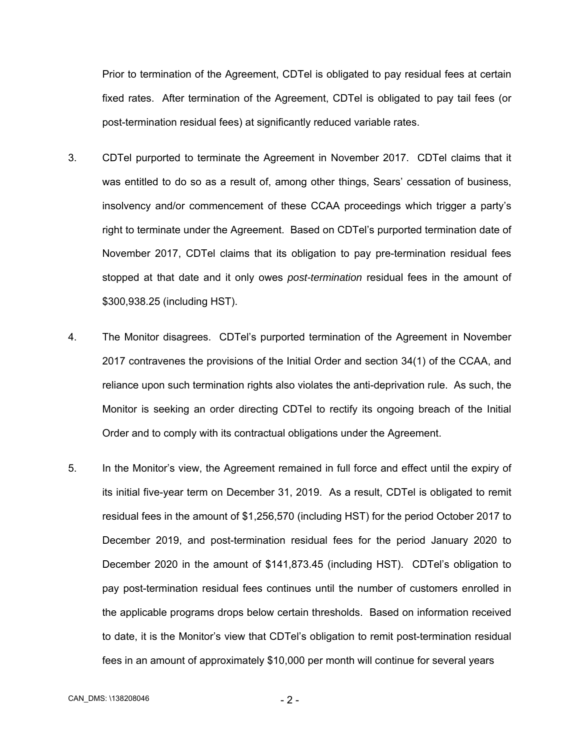Prior to termination of the Agreement, CDTel is obligated to pay residual fees at certain fixed rates. After termination of the Agreement, CDTel is obligated to pay tail fees (or post-termination residual fees) at significantly reduced variable rates.

3. CDTel purported to terminate the Agreement in November 2017. CDTel claims that it was entitled to do so as a result of, among other things, Sears' cessation of business, insolvency and/or commencement of these CCAA proceedings which trigger a party's right to terminate under the Agreement. Based on CDTel's purported termination date of November 2017, CDTel claims that its obligation to pay pre-termination residual fees stopped at that date and it only owes *post-termination* residual fees in the amount of $300,938.25 (including HST).

4. The Monitor disagrees. CDTel's purported termination of the Agreement in November 2017 contravenes the provisions of the Initial Order and section 34(1) of the CCAA, and reliance upon such termination rights also violates the anti-deprivation rule. As such, the Monitor is seeking an order directing CDTel to rectify its ongoing breach of the Initial Order and to comply with its contractual obligations under the Agreement.

5. In the Monitor's view, the Agreement remained in full force and effect until the expiry of its initial five-year term on December 31, 2019. As a result, CDTel is obligated to remit residual fees in the amount of $1,256,570 (including HST) for the period October 2017 to December 2019, and post-termination residual fees for the period January 2020 to December 2020 in the amount of $141,873.45 (including HST). CDTel's obligation to pay post-termination residual fees continues until the number of customers enrolled in the applicable programs drops below certain thresholds. Based on information received to date, it is the Monitor's view that CDTel's obligation to remit post-termination residual fees in an amount of approximately $10,000 per month will continue for several years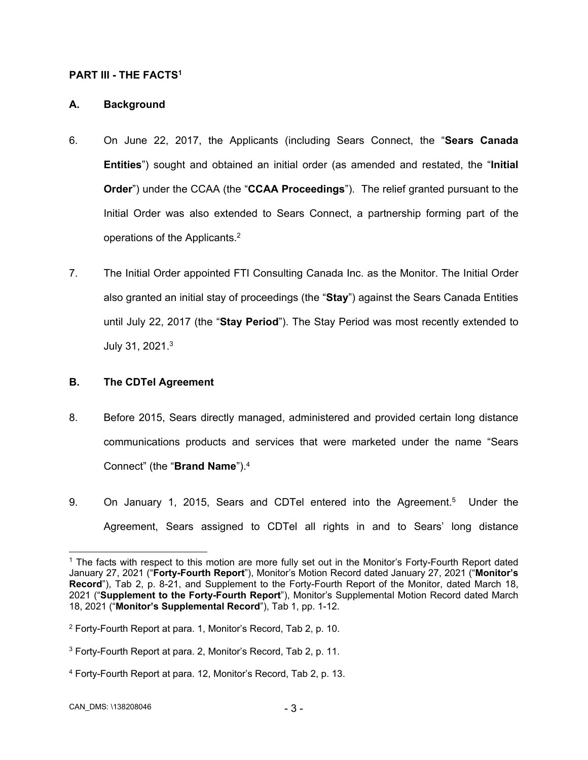**PART III - THE FACTS[1]**

**A. Background**

6. On June 22, 2017, the Applicants (including Sears Connect, the "**Sears Canada Entities**") sought and obtained an initial order (as amended and restated, the "**Initial Order**") under the CCAA (the "**CCAA Proceedings**"). The relief granted pursuant to the Initial Order was also extended to Sears Connect, a partnership forming part of the operations of the Applicants.[2]

7. The Initial Order appointed FTI Consulting Canada Inc. as the Monitor. The Initial Order also granted an initial stay of proceedings (the "**Stay**") against the Sears Canada Entities until July 22, 2017 (the "**Stay Period**"). The Stay Period was most recently extended to July 31, 2021.[3]

**B. The CDTel Agreement**

8. Before 2015, Sears directly managed, administered and provided certain long distance communications products and services that were marketed under the name "Sears Connect" (the "**Brand Name**").[4]

9. On January 1, 2015, Sears and CDTel entered into the Agreement.[5] Under the Agreement, Sears assigned to CDTel all rights in and to Sears' long distance

---

[1] The facts with respect to this motion are more fully set out in the Monitor's Forty-Fourth Report dated January 27, 2021 ("**Forty-Fourth Report**"), Monitor's Motion Record dated January 27, 2021 ("**Monitor's Record**"), Tab 2, p. 8-21, and Supplement to the Forty-Fourth Report of the Monitor, dated March 18, 2021 ("**Supplement to the Forty-Fourth Report**"), Monitor's Supplemental Motion Record dated March 18, 2021 ("**Monitor's Supplemental Record**"), Tab 1, pp. 1-12.

[2] Forty-Fourth Report at para. 1, Monitor's Record, Tab 2, p. 10.

[3] Forty-Fourth Report at para. 2, Monitor's Record, Tab 2, p. 11.

[4] Forty-Fourth Report at para. 12, Monitor's Record, Tab 2, p. 13.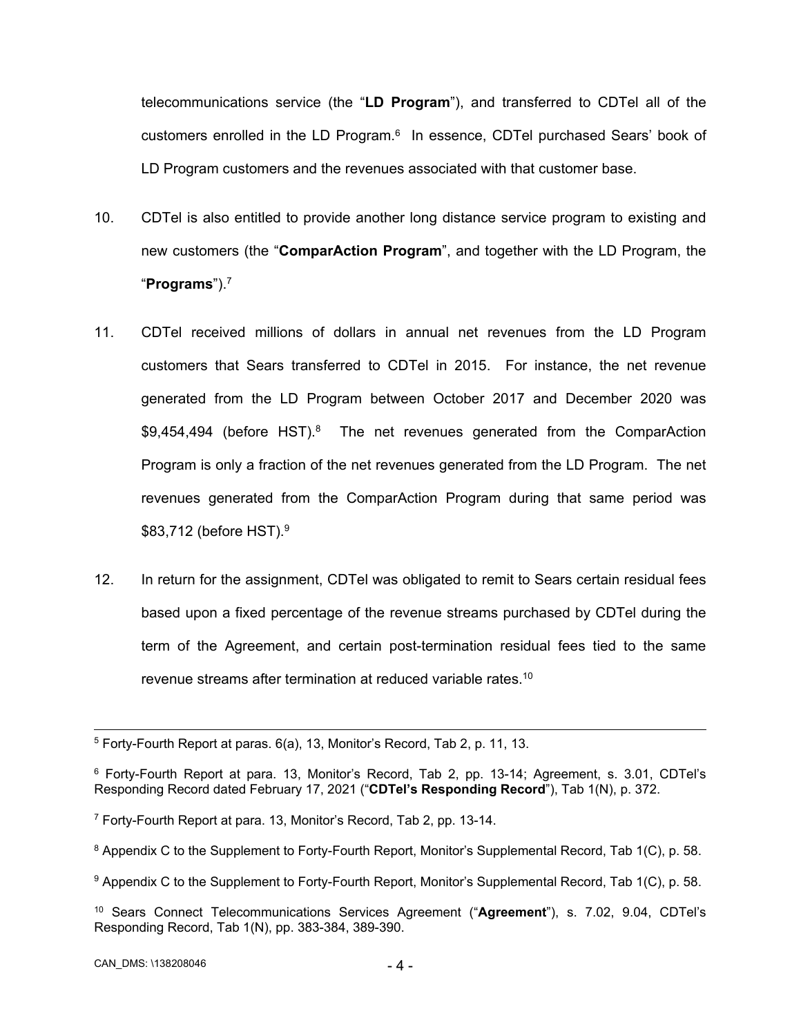telecommunications service (the "**LD Program**"), and transferred to CDTel all of the customers enrolled in the LD Program.[6] In essence, CDTel purchased Sears' book of LD Program customers and the revenues associated with that customer base.

10. CDTel is also entitled to provide another long distance service program to existing and new customers (the "**ComparAction Program**", and together with the LD Program, the "**Programs**").[7]

11. CDTel received millions of dollars in annual net revenues from the LD Program customers that Sears transferred to CDTel in 2015. For instance, the net revenue generated from the LD Program between October 2017 and December 2020 was $9,454,494 (before HST).[8] The net revenues generated from the ComparAction Program is only a fraction of the net revenues generated from the LD Program. The net revenues generated from the ComparAction Program during that same period was $83,712 (before HST).[9]

12. In return for the assignment, CDTel was obligated to remit to Sears certain residual fees based upon a fixed percentage of the revenue streams purchased by CDTel during the term of the Agreement, and certain post-termination residual fees tied to the same revenue streams after termination at reduced variable rates.[10]

---

[5] Forty-Fourth Report at paras. 6(a), 13, Monitor's Record, Tab 2, p. 11, 13.

[6] Forty-Fourth Report at para. 13, Monitor's Record, Tab 2, pp. 13-14; Agreement, s. 3.01, CDTel's Responding Record dated February 17, 2021 ("**CDTel's Responding Record**"), Tab 1(N), p. 372.

[7] Forty-Fourth Report at para. 13, Monitor's Record, Tab 2, pp. 13-14.

[8] Appendix C to the Supplement to Forty-Fourth Report, Monitor's Supplemental Record, Tab 1(C), p. 58.

[9] Appendix C to the Supplement to Forty-Fourth Report, Monitor's Supplemental Record, Tab 1(C), p. 58.

[10] Sears Connect Telecommunications Services Agreement ("**Agreement**"), s. 7.02, 9.04, CDTel's Responding Record, Tab 1(N), pp. 383-384, 389-390.

CAN_DMS: \138208046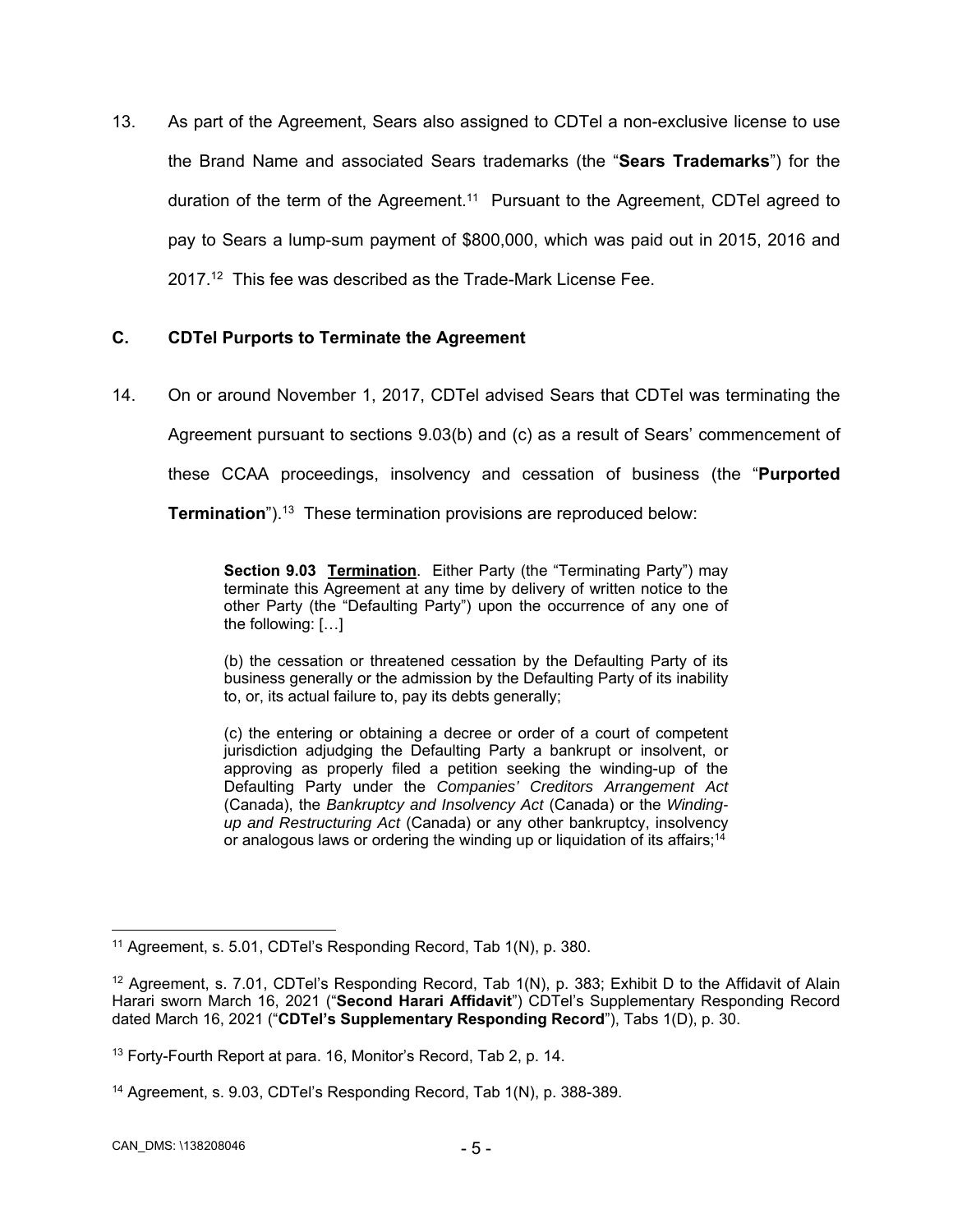13. As part of the Agreement, Sears also assigned to CDTel a non-exclusive license to use the Brand Name and associated Sears trademarks (the "**Sears Trademarks**") for the duration of the term of the Agreement.[11] Pursuant to the Agreement, CDTel agreed to pay to Sears a lump-sum payment of $800,000, which was paid out in 2015, 2016 and 2017.[12] This fee was described as the Trade-Mark License Fee.

### C. CDTel Purports to Terminate the Agreement

14. On or around November 1, 2017, CDTel advised Sears that CDTel was terminating the Agreement pursuant to sections 9.03(b) and (c) as a result of Sears' commencement of these CCAA proceedings, insolvency and cessation of business (the "**Purported Termination**").[13] These termination provisions are reproduced below:

> **Section 9.03 Termination**. Either Party (the "Terminating Party") may terminate this Agreement at any time by delivery of written notice to the other Party (the "Defaulting Party") upon the occurrence of any one of the following: […]
>
> (b) the cessation or threatened cessation by the Defaulting Party of its business generally or the admission by the Defaulting Party of its inability to, or, its actual failure to, pay its debts generally;
>
> (c) the entering or obtaining a decree or order of a court of competent jurisdiction adjudging the Defaulting Party a bankrupt or insolvent, or approving as properly filed a petition seeking the winding-up of the Defaulting Party under the *Companies' Creditors Arrangement Act* (Canada), the *Bankruptcy and Insolvency Act* (Canada) or the *Winding-up and Restructuring Act* (Canada) or any other bankruptcy, insolvency or analogous laws or ordering the winding up or liquidation of its affairs;[14]

---

[11] Agreement, s. 5.01, CDTel's Responding Record, Tab 1(N), p. 380.

[12] Agreement, s. 7.01, CDTel's Responding Record, Tab 1(N), p. 383; Exhibit D to the Affidavit of Alain Harari sworn March 16, 2021 ("**Second Harari Affidavit**") CDTel's Supplementary Responding Record dated March 16, 2021 ("**CDTel's Supplementary Responding Record**"), Tabs 1(D), p. 30.

[13] Forty-Fourth Report at para. 16, Monitor's Record, Tab 2, p. 14.

[14] Agreement, s. 9.03, CDTel's Responding Record, Tab 1(N), p. 388-389.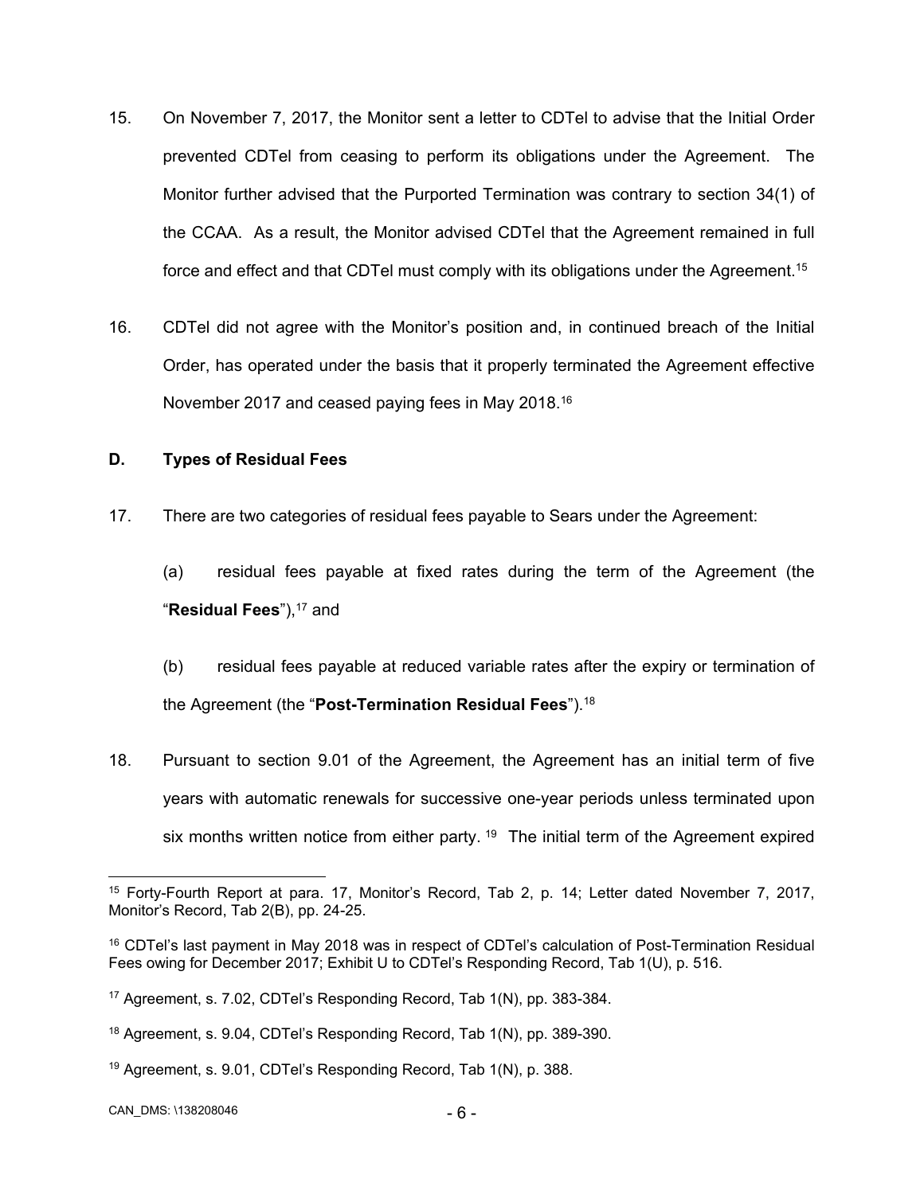15. On November 7, 2017, the Monitor sent a letter to CDTel to advise that the Initial Order prevented CDTel from ceasing to perform its obligations under the Agreement. The Monitor further advised that the Purported Termination was contrary to section 34(1) of the CCAA. As a result, the Monitor advised CDTel that the Agreement remained in full force and effect and that CDTel must comply with its obligations under the Agreement.[15]

16. CDTel did not agree with the Monitor's position and, in continued breach of the Initial Order, has operated under the basis that it properly terminated the Agreement effective November 2017 and ceased paying fees in May 2018.[16]

### D. Types of Residual Fees

17. There are two categories of residual fees payable to Sears under the Agreement:

  (a) residual fees payable at fixed rates during the term of the Agreement (the "**Residual Fees**"),[17] and

  (b) residual fees payable at reduced variable rates after the expiry or termination of the Agreement (the "**Post-Termination Residual Fees**").[18]

18. Pursuant to section 9.01 of the Agreement, the Agreement has an initial term of five years with automatic renewals for successive one-year periods unless terminated upon six months written notice from either party.[19] The initial term of the Agreement expired

---

[15] Forty-Fourth Report at para. 17, Monitor's Record, Tab 2, p. 14; Letter dated November 7, 2017, Monitor's Record, Tab 2(B), pp. 24-25.

[16] CDTel's last payment in May 2018 was in respect of CDTel's calculation of Post-Termination Residual Fees owing for December 2017; Exhibit U to CDTel's Responding Record, Tab 1(U), p. 516.

[17] Agreement, s. 7.02, CDTel's Responding Record, Tab 1(N), pp. 383-384.

[18] Agreement, s. 9.04, CDTel's Responding Record, Tab 1(N), pp. 389-390.

[19] Agreement, s. 9.01, CDTel's Responding Record, Tab 1(N), p. 388.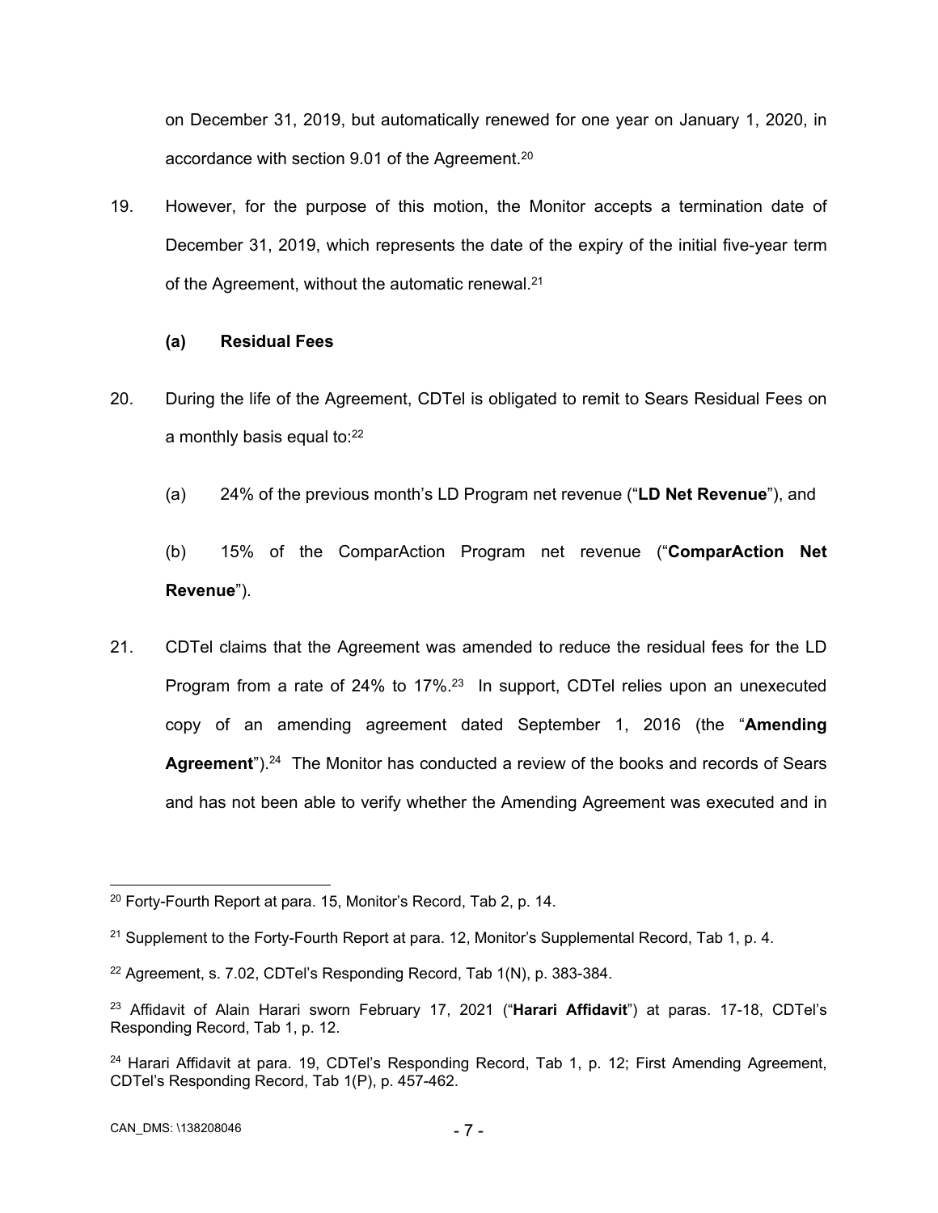on December 31, 2019, but automatically renewed for one year on January 1, 2020, in accordance with section 9.01 of the Agreement.[20]

19. However, for the purpose of this motion, the Monitor accepts a termination date of December 31, 2019, which represents the date of the expiry of the initial five-year term of the Agreement, without the automatic renewal.[21]

**(a) Residual Fees**

20. During the life of the Agreement, CDTel is obligated to remit to Sears Residual Fees on a monthly basis equal to:[22]

(a) 24% of the previous month's LD Program net revenue ("**LD Net Revenue**"), and

(b) 15% of the ComparAction Program net revenue ("**ComparAction Net Revenue**").

21. CDTel claims that the Agreement was amended to reduce the residual fees for the LD Program from a rate of 24% to 17%.[23] In support, CDTel relies upon an unexecuted copy of an amending agreement dated September 1, 2016 (the "**Amending Agreement**").[24] The Monitor has conducted a review of the books and records of Sears and has not been able to verify whether the Amending Agreement was executed and in

---

[20] Forty-Fourth Report at para. 15, Monitor's Record, Tab 2, p. 14.

[21] Supplement to the Forty-Fourth Report at para. 12, Monitor's Supplemental Record, Tab 1, p. 4.

[22] Agreement, s. 7.02, CDTel's Responding Record, Tab 1(N), p. 383-384.

[23] Affidavit of Alain Harari sworn February 17, 2021 ("**Harari Affidavit**") at paras. 17-18, CDTel's Responding Record, Tab 1, p. 12.

[24] Harari Affidavit at para. 19, CDTel's Responding Record, Tab 1, p. 12; First Amending Agreement, CDTel's Responding Record, Tab 1(P), p. 457-462.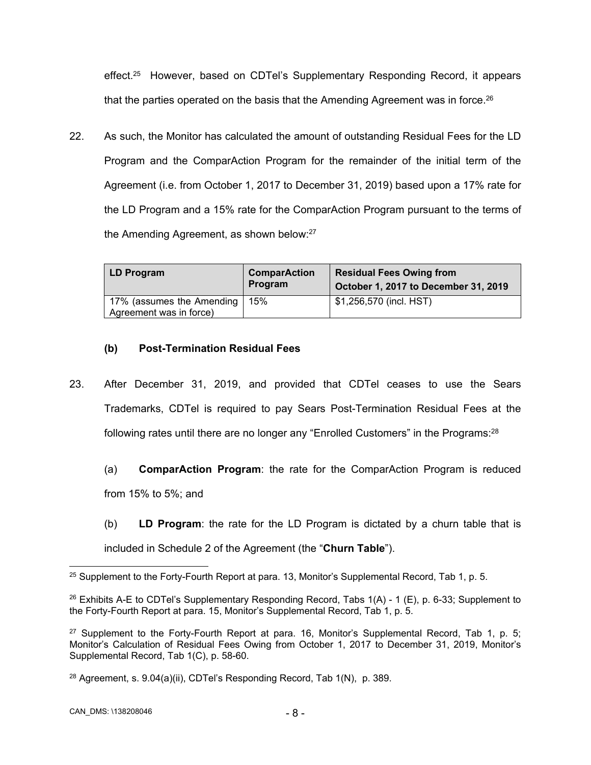effect.[25] However, based on CDTel's Supplementary Responding Record, it appears that the parties operated on the basis that the Amending Agreement was in force.[26]

22. As such, the Monitor has calculated the amount of outstanding Residual Fees for the LD Program and the ComparAction Program for the remainder of the initial term of the Agreement (i.e. from October 1, 2017 to December 31, 2019) based upon a 17% rate for the LD Program and a 15% rate for the ComparAction Program pursuant to the terms of the Amending Agreement, as shown below:[27]

| LD Program | ComparAction Program | Residual Fees Owing from October 1, 2017 to December 31, 2019 |
|---|---|---|
| 17% (assumes the Amending Agreement was in force) | 15% | $1,256,570 (incl. HST) |

### (b) Post-Termination Residual Fees

23. After December 31, 2019, and provided that CDTel ceases to use the Sears Trademarks, CDTel is required to pay Sears Post-Termination Residual Fees at the following rates until there are no longer any "Enrolled Customers" in the Programs:[28]

(a) **ComparAction Program**: the rate for the ComparAction Program is reduced from 15% to 5%; and

(b) **LD Program**: the rate for the LD Program is dictated by a churn table that is included in Schedule 2 of the Agreement (the "**Churn Table**").

---

[25] Supplement to the Forty-Fourth Report at para. 13, Monitor's Supplemental Record, Tab 1, p. 5.

[26] Exhibits A-E to CDTel's Supplementary Responding Record, Tabs 1(A) - 1 (E), p. 6-33; Supplement to the Forty-Fourth Report at para. 15, Monitor's Supplemental Record, Tab 1, p. 5.

[27] Supplement to the Forty-Fourth Report at para. 16, Monitor's Supplemental Record, Tab 1, p. 5; Monitor's Calculation of Residual Fees Owing from October 1, 2017 to December 31, 2019, Monitor's Supplemental Record, Tab 1(C), p. 58-60.

[28] Agreement, s. 9.04(a)(ii), CDTel's Responding Record, Tab 1(N), p. 389.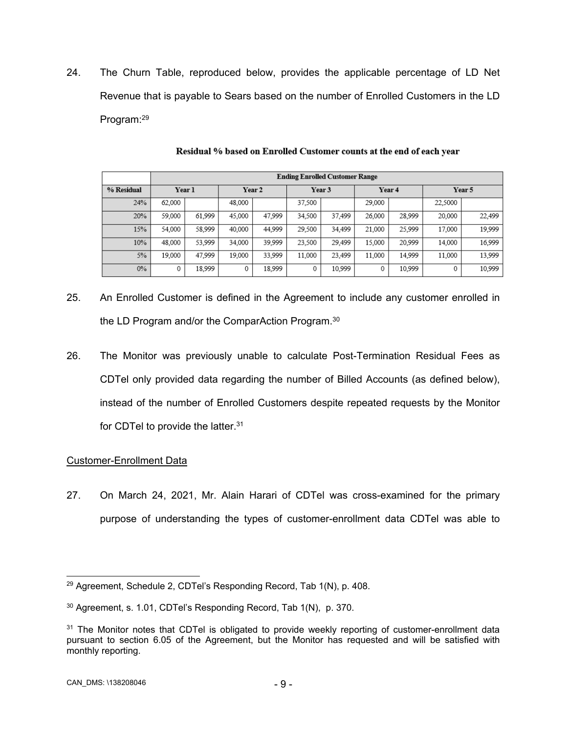24. The Churn Table, reproduced below, provides the applicable percentage of LD Net Revenue that is payable to Sears based on the number of Enrolled Customers in the LD Program:[29]

**Residual % based on Enrolled Customer counts at the end of each year**

| | Ending Enrolled Customer Range | | | | | | | | | |
|---|---|---|---|---|---|---|---|---|---|---|
| % Residual | Year 1 | | Year 2 | | Year 3 | | Year 4 | | Year 5 | |
| 24% | 62,000 | | 48,000 | | 37,500 | | 29,000 | | 22,5000 | |
| 20% | 59,000 | 61,999 | 45,000 | 47,999 | 34,500 | 37,499 | 26,000 | 28,999 | 20,000 | 22,499 |
| 15% | 54,000 | 58,999 | 40,000 | 44,999 | 29,500 | 34,499 | 21,000 | 25,999 | 17,000 | 19,999 |
| 10% | 48,000 | 53,999 | 34,000 | 39,999 | 23,500 | 29,499 | 15,000 | 20,999 | 14,000 | 16,999 |
| 5% | 19,000 | 47,999 | 19,000 | 33,999 | 11,000 | 23,499 | 11,000 | 14,999 | 11,000 | 13,999 |
| 0% | 0 | 18,999 | 0 | 18,999 | 0 | 10,999 | 0 | 10,999 | 0 | 10,999 |

25. An Enrolled Customer is defined in the Agreement to include any customer enrolled in the LD Program and/or the ComparAction Program.[30]

26. The Monitor was previously unable to calculate Post-Termination Residual Fees as CDTel only provided data regarding the number of Billed Accounts (as defined below), instead of the number of Enrolled Customers despite repeated requests by the Monitor for CDTel to provide the latter.[31]

Customer-Enrollment Data

27. On March 24, 2021, Mr. Alain Harari of CDTel was cross-examined for the primary purpose of understanding the types of customer-enrollment data CDTel was able to

---

[29] Agreement, Schedule 2, CDTel's Responding Record, Tab 1(N), p. 408.

[30] Agreement, s. 1.01, CDTel's Responding Record, Tab 1(N), p. 370.

[31] The Monitor notes that CDTel is obligated to provide weekly reporting of customer-enrollment data pursuant to section 6.05 of the Agreement, but the Monitor has requested and will be satisfied with monthly reporting.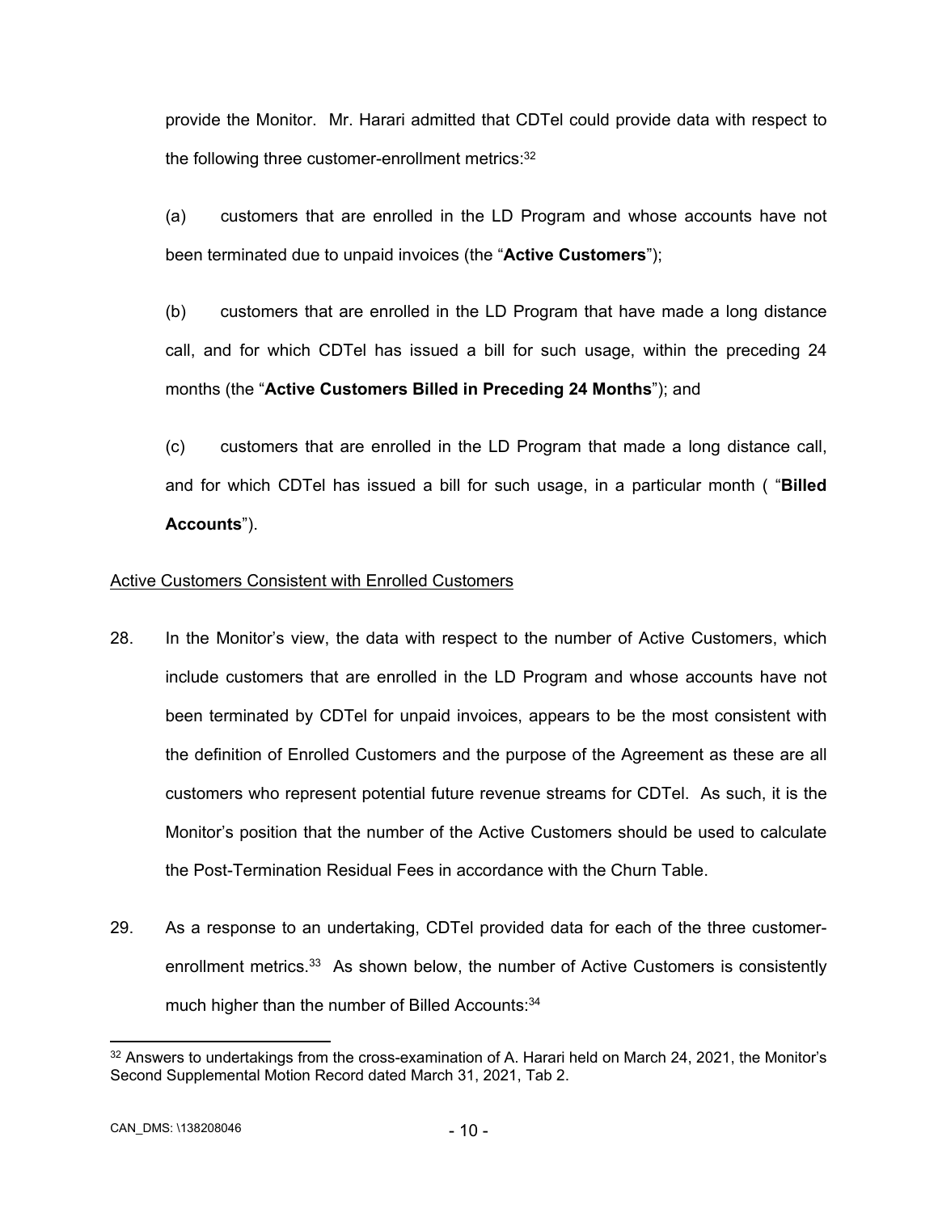provide the Monitor. Mr. Harari admitted that CDTel could provide data with respect to the following three customer-enrollment metrics:[32]

(a) customers that are enrolled in the LD Program and whose accounts have not been terminated due to unpaid invoices (the "**Active Customers**");

(b) customers that are enrolled in the LD Program that have made a long distance call, and for which CDTel has issued a bill for such usage, within the preceding 24 months (the "**Active Customers Billed in Preceding 24 Months**"); and

(c) customers that are enrolled in the LD Program that made a long distance call, and for which CDTel has issued a bill for such usage, in a particular month ( "**Billed Accounts**").

<u>Active Customers Consistent with Enrolled Customers</u>

28. In the Monitor's view, the data with respect to the number of Active Customers, which include customers that are enrolled in the LD Program and whose accounts have not been terminated by CDTel for unpaid invoices, appears to be the most consistent with the definition of Enrolled Customers and the purpose of the Agreement as these are all customers who represent potential future revenue streams for CDTel. As such, it is the Monitor's position that the number of the Active Customers should be used to calculate the Post-Termination Residual Fees in accordance with the Churn Table.

29. As a response to an undertaking, CDTel provided data for each of the three customer-enrollment metrics.[33] As shown below, the number of Active Customers is consistently much higher than the number of Billed Accounts:[34]

---

[32] Answers to undertakings from the cross-examination of A. Harari held on March 24, 2021, the Monitor's Second Supplemental Motion Record dated March 31, 2021, Tab 2.

CAN_DMS: \138208046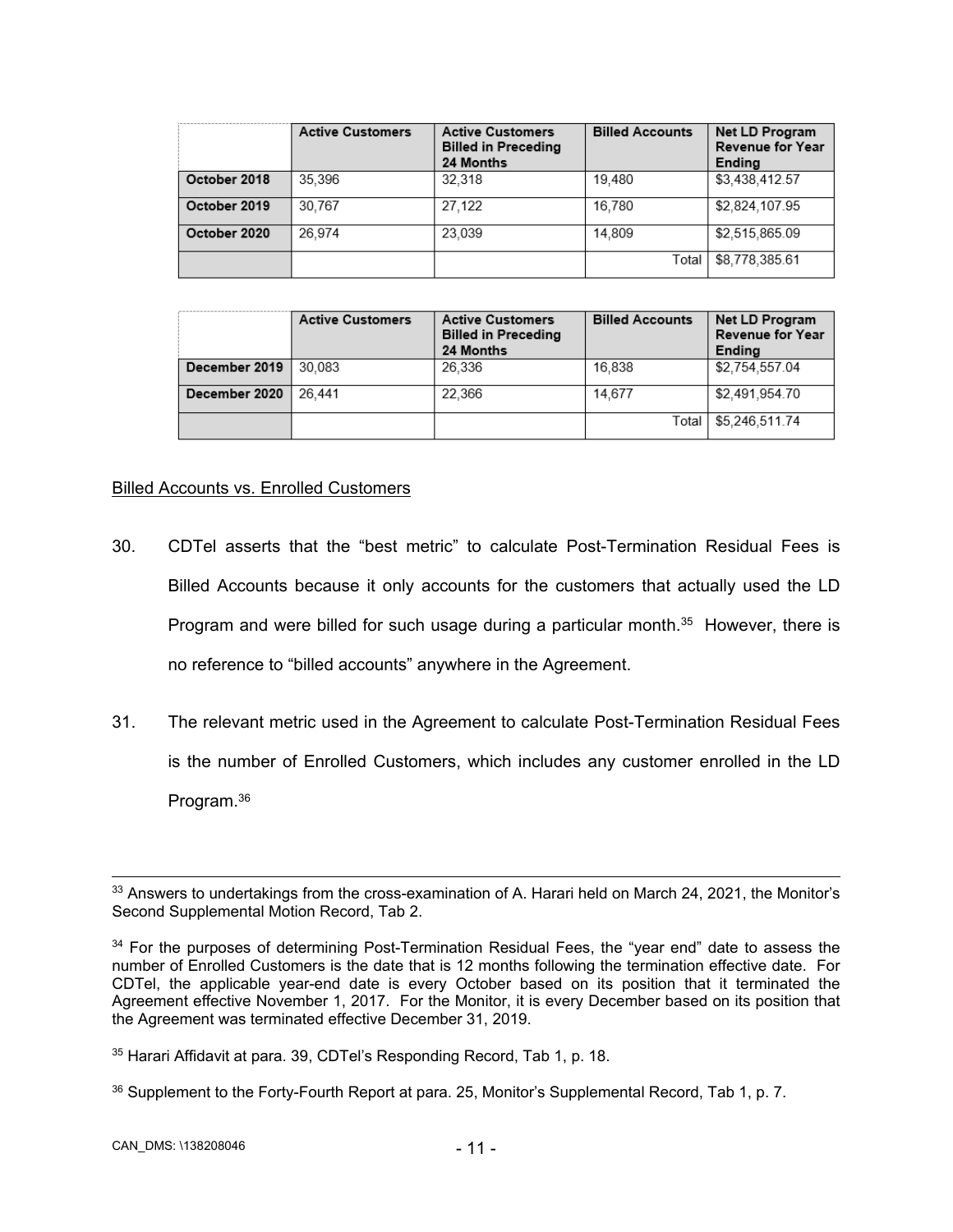| | Active Customers | Active Customers Billed in Preceding 24 Months | Billed Accounts | Net LD Program Revenue for Year Ending |
|---|---|---|---|---|
| **October 2018** | 35,396 | 32,318 | 19,480 | $3,438,412.57 |
| **October 2019** | 30,767 | 27,122 | 16,780 | $2,824,107.95 |
| **October 2020** | 26,974 | 23,039 | 14,809 | $2,515,865.09 |
| | | | Total | $8,778,385.61 |

| | Active Customers | Active Customers Billed in Preceding 24 Months | Billed Accounts | Net LD Program Revenue for Year Ending |
|---|---|---|---|---|
| **December 2019** | 30,083 | 26,336 | 16,838 | $2,754,557.04 |
| **December 2020** | 26,441 | 22,366 | 14,677 | $2,491,954.70 |
| | | | Total | $5,246,511.74 |

Billed Accounts vs. Enrolled Customers

30. CDTel asserts that the "best metric" to calculate Post-Termination Residual Fees is Billed Accounts because it only accounts for the customers that actually used the LD Program and were billed for such usage during a particular month.[35] However, there is no reference to "billed accounts" anywhere in the Agreement.

31. The relevant metric used in the Agreement to calculate Post-Termination Residual Fees is the number of Enrolled Customers, which includes any customer enrolled in the LD Program.[36]

---

[33] Answers to undertakings from the cross-examination of A. Harari held on March 24, 2021, the Monitor's Second Supplemental Motion Record, Tab 2.

[34] For the purposes of determining Post-Termination Residual Fees, the "year end" date to assess the number of Enrolled Customers is the date that is 12 months following the termination effective date. For CDTel, the applicable year-end date is every October based on its position that it terminated the Agreement effective November 1, 2017. For the Monitor, it is every December based on its position that the Agreement was terminated effective December 31, 2019.

[35] Harari Affidavit at para. 39, CDTel's Responding Record, Tab 1, p. 18.

[36] Supplement to the Forty-Fourth Report at para. 25, Monitor's Supplemental Record, Tab 1, p. 7.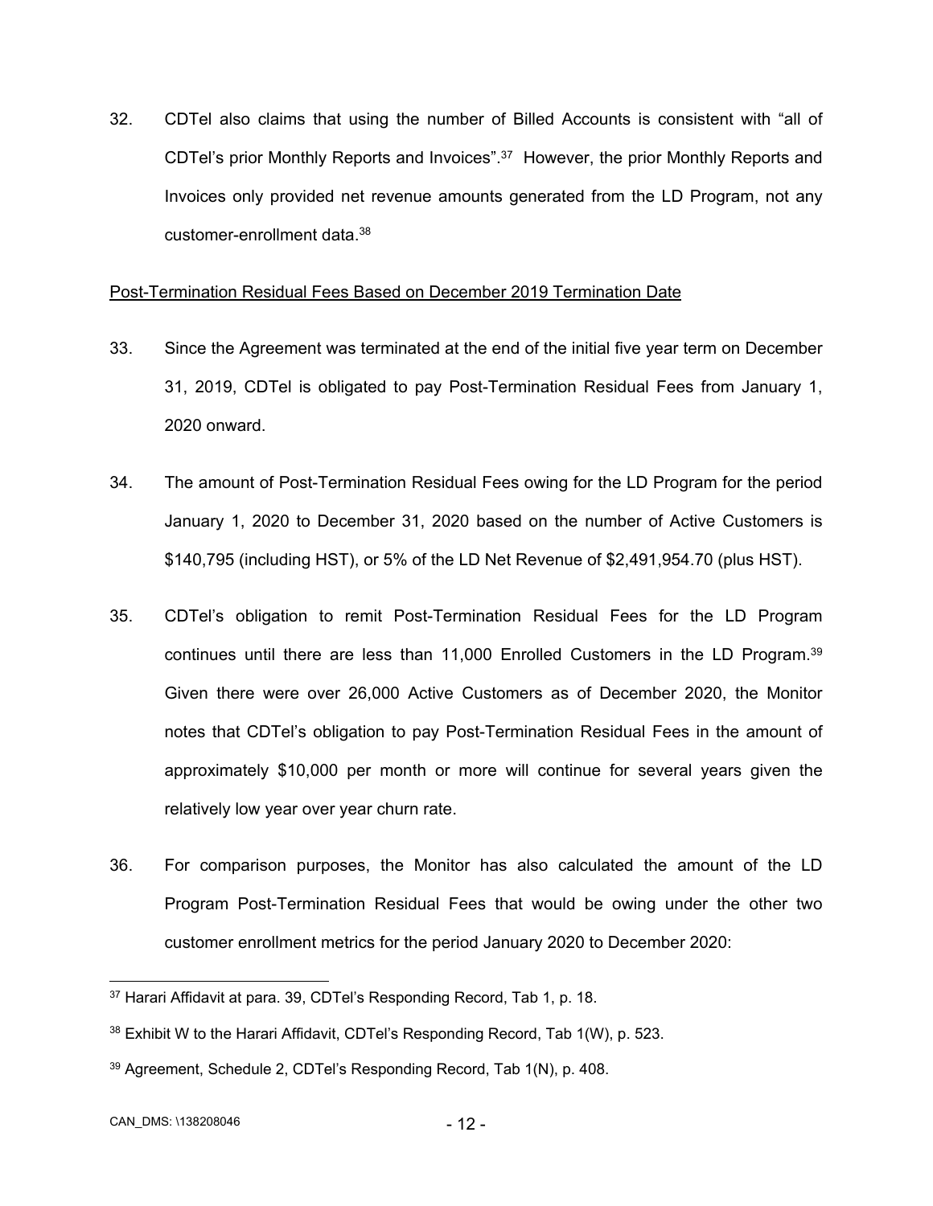32. CDTel also claims that using the number of Billed Accounts is consistent with "all of CDTel's prior Monthly Reports and Invoices".[37] However, the prior Monthly Reports and Invoices only provided net revenue amounts generated from the LD Program, not any customer-enrollment data.[38]

<u>Post-Termination Residual Fees Based on December 2019 Termination Date</u>

33. Since the Agreement was terminated at the end of the initial five year term on December 31, 2019, CDTel is obligated to pay Post-Termination Residual Fees from January 1, 2020 onward.

34. The amount of Post-Termination Residual Fees owing for the LD Program for the period January 1, 2020 to December 31, 2020 based on the number of Active Customers is $140,795 (including HST), or 5% of the LD Net Revenue of $2,491,954.70 (plus HST).

35. CDTel's obligation to remit Post-Termination Residual Fees for the LD Program continues until there are less than 11,000 Enrolled Customers in the LD Program.[39] Given there were over 26,000 Active Customers as of December 2020, the Monitor notes that CDTel's obligation to pay Post-Termination Residual Fees in the amount of approximately $10,000 per month or more will continue for several years given the relatively low year over year churn rate.

36. For comparison purposes, the Monitor has also calculated the amount of the LD Program Post-Termination Residual Fees that would be owing under the other two customer enrollment metrics for the period January 2020 to December 2020:

---

[37] Harari Affidavit at para. 39, CDTel's Responding Record, Tab 1, p. 18.

[38] Exhibit W to the Harari Affidavit, CDTel's Responding Record, Tab 1(W), p. 523.

[39] Agreement, Schedule 2, CDTel's Responding Record, Tab 1(N), p. 408.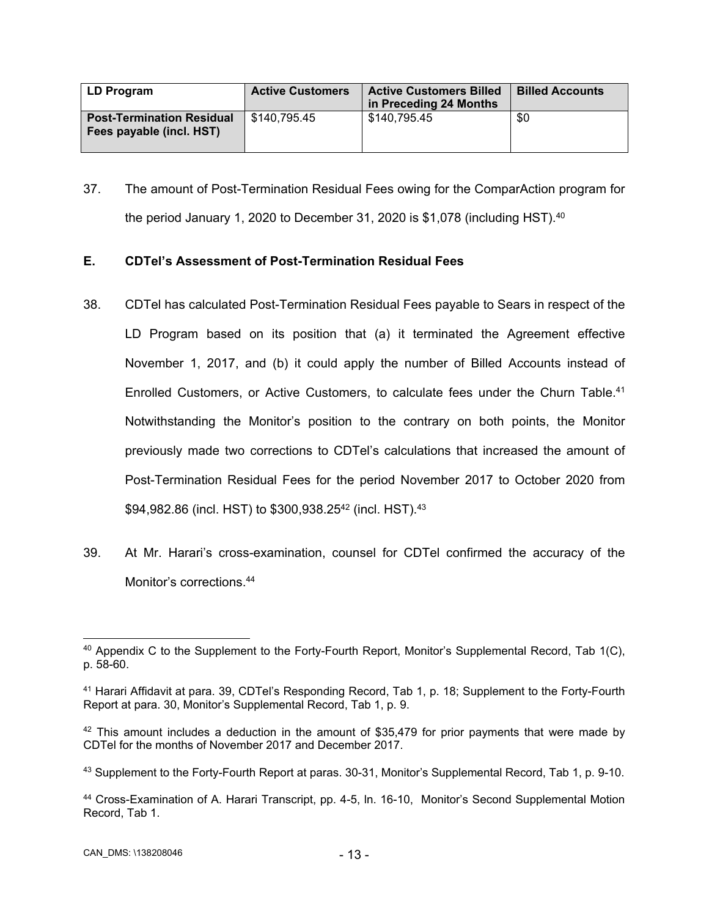| LD Program | Active Customers | Active Customers Billed in Preceding 24 Months | Billed Accounts |
|---|---|---|---|
| **Post-Termination Residual Fees payable (incl. HST)** | $140,795.45 | $140,795.45 | $0 |

37. The amount of Post-Termination Residual Fees owing for the ComparAction program for the period January 1, 2020 to December 31, 2020 is $1,078 (including HST).[40]

### E. CDTel's Assessment of Post-Termination Residual Fees

38. CDTel has calculated Post-Termination Residual Fees payable to Sears in respect of the LD Program based on its position that (a) it terminated the Agreement effective November 1, 2017, and (b) it could apply the number of Billed Accounts instead of Enrolled Customers, or Active Customers, to calculate fees under the Churn Table.[41] Notwithstanding the Monitor's position to the contrary on both points, the Monitor previously made two corrections to CDTel's calculations that increased the amount of Post-Termination Residual Fees for the period November 2017 to October 2020 from $94,982.86 (incl. HST) to $300,938.25[42] (incl. HST).[43]

39. At Mr. Harari's cross-examination, counsel for CDTel confirmed the accuracy of the Monitor's corrections.[44]

---

[40] Appendix C to the Supplement to the Forty-Fourth Report, Monitor's Supplemental Record, Tab 1(C), p. 58-60.

[41] Harari Affidavit at para. 39, CDTel's Responding Record, Tab 1, p. 18; Supplement to the Forty-Fourth Report at para. 30, Monitor's Supplemental Record, Tab 1, p. 9.

[42] This amount includes a deduction in the amount of $35,479 for prior payments that were made by CDTel for the months of November 2017 and December 2017.

[43] Supplement to the Forty-Fourth Report at paras. 30-31, Monitor's Supplemental Record, Tab 1, p. 9-10.

[44] Cross-Examination of A. Harari Transcript, pp. 4-5, ln. 16-10, Monitor's Second Supplemental Motion Record, Tab 1.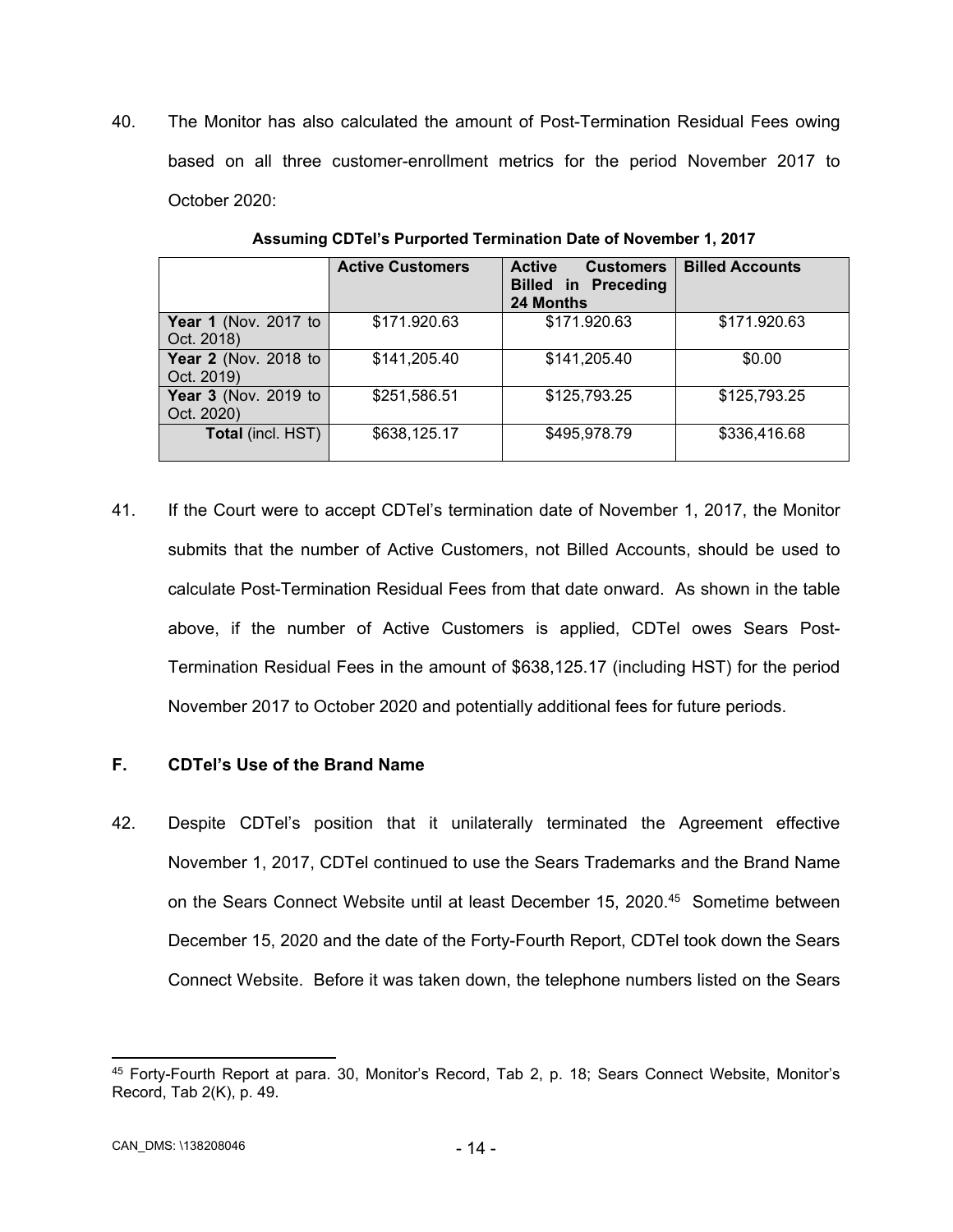40. The Monitor has also calculated the amount of Post-Termination Residual Fees owing based on all three customer-enrollment metrics for the period November 2017 to October 2020:

**Assuming CDTel's Purported Termination Date of November 1, 2017**

| | Active Customers | Active Customers Billed in Preceding 24 Months | Billed Accounts |
|---|---|---|---|
| **Year 1** (Nov. 2017 to Oct. 2018) | $171.920.63 | $171.920.63 | $171.920.63 |
| **Year 2** (Nov. 2018 to Oct. 2019) | $141,205.40 | $141,205.40 | $0.00 |
| **Year 3** (Nov. 2019 to Oct. 2020) | $251,586.51 | $125,793.25 | $125,793.25 |
| **Total** (incl. HST) | $638,125.17 | $495,978.79 | $336,416.68 |

41. If the Court were to accept CDTel's termination date of November 1, 2017, the Monitor submits that the number of Active Customers, not Billed Accounts, should be used to calculate Post-Termination Residual Fees from that date onward. As shown in the table above, if the number of Active Customers is applied, CDTel owes Sears Post-Termination Residual Fees in the amount of $638,125.17 (including HST) for the period November 2017 to October 2020 and potentially additional fees for future periods.

## F. CDTel's Use of the Brand Name

42. Despite CDTel's position that it unilaterally terminated the Agreement effective November 1, 2017, CDTel continued to use the Sears Trademarks and the Brand Name on the Sears Connect Website until at least December 15, 2020.[45] Sometime between December 15, 2020 and the date of the Forty-Fourth Report, CDTel took down the Sears Connect Website. Before it was taken down, the telephone numbers listed on the Sears

---

[45] Forty-Fourth Report at para. 30, Monitor's Record, Tab 2, p. 18; Sears Connect Website, Monitor's Record, Tab 2(K), p. 49.

CAN_DMS: \138208046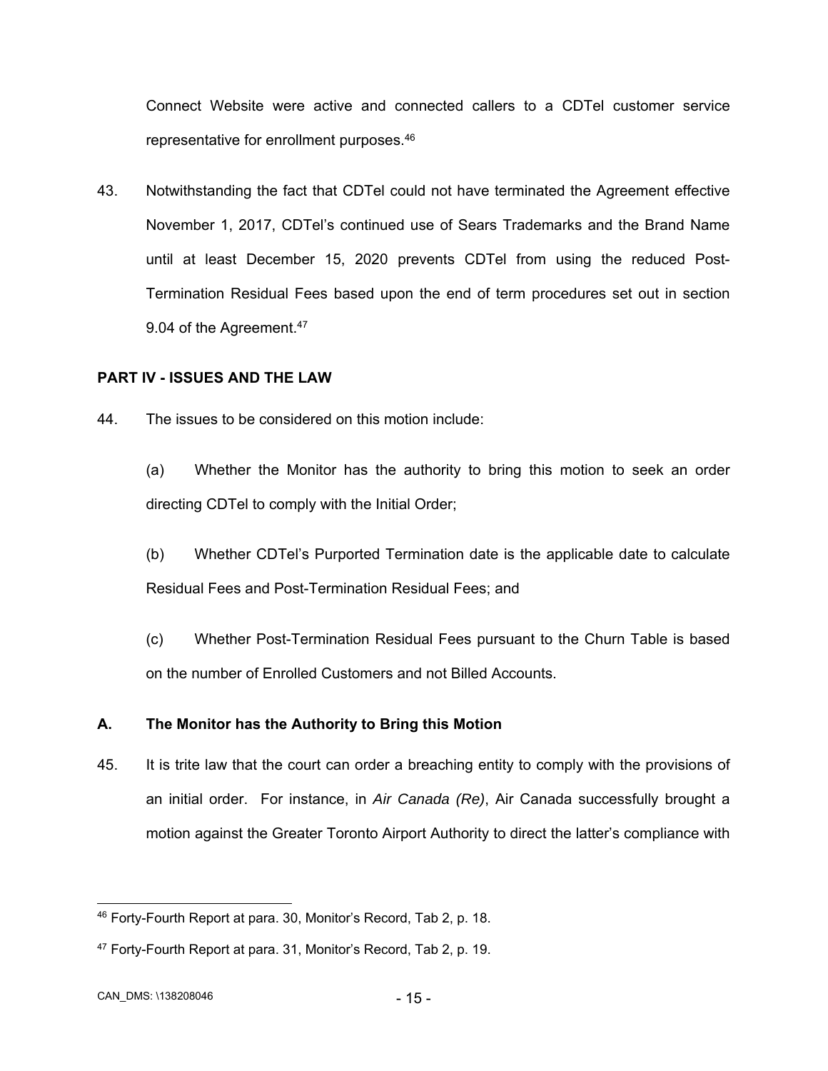Connect Website were active and connected callers to a CDTel customer service representative for enrollment purposes.[46]

43. Notwithstanding the fact that CDTel could not have terminated the Agreement effective November 1, 2017, CDTel's continued use of Sears Trademarks and the Brand Name until at least December 15, 2020 prevents CDTel from using the reduced Post-Termination Residual Fees based upon the end of term procedures set out in section 9.04 of the Agreement.[47]

## PART IV - ISSUES AND THE LAW

44. The issues to be considered on this motion include:

(a) Whether the Monitor has the authority to bring this motion to seek an order directing CDTel to comply with the Initial Order;

(b) Whether CDTel's Purported Termination date is the applicable date to calculate Residual Fees and Post-Termination Residual Fees; and

(c) Whether Post-Termination Residual Fees pursuant to the Churn Table is based on the number of Enrolled Customers and not Billed Accounts.

### A. The Monitor has the Authority to Bring this Motion

45. It is trite law that the court can order a breaching entity to comply with the provisions of an initial order. For instance, in *Air Canada (Re)*, Air Canada successfully brought a motion against the Greater Toronto Airport Authority to direct the latter's compliance with

---

[46] Forty-Fourth Report at para. 30, Monitor's Record, Tab 2, p. 18.

[47] Forty-Fourth Report at para. 31, Monitor's Record, Tab 2, p. 19.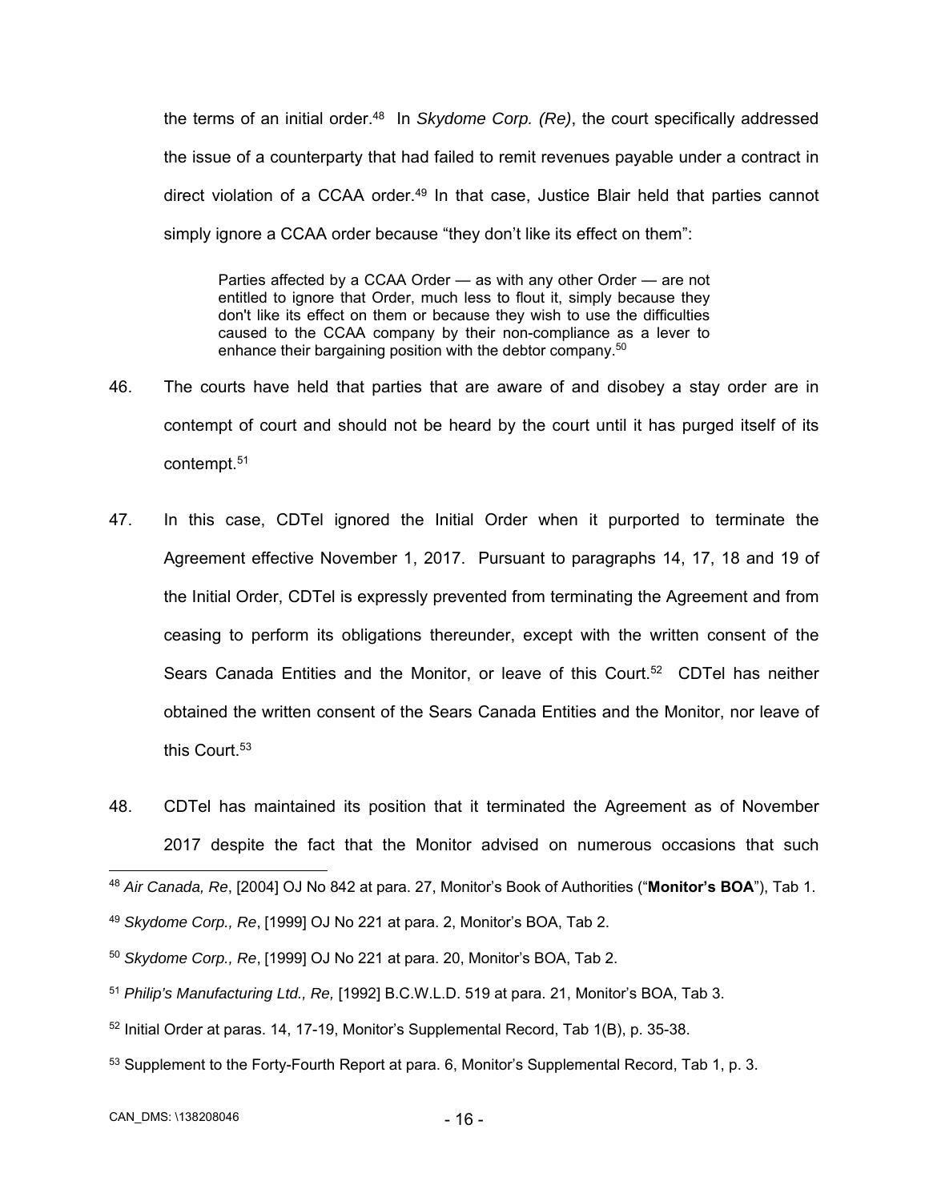the terms of an initial order.[48] In *Skydome Corp. (Re)*, the court specifically addressed the issue of a counterparty that had failed to remit revenues payable under a contract in direct violation of a CCAA order.[49] In that case, Justice Blair held that parties cannot simply ignore a CCAA order because "they don't like its effect on them":

> Parties affected by a CCAA Order — as with any other Order — are not entitled to ignore that Order, much less to flout it, simply because they don't like its effect on them or because they wish to use the difficulties caused to the CCAA company by their non-compliance as a lever to enhance their bargaining position with the debtor company.[50]

46. The courts have held that parties that are aware of and disobey a stay order are in contempt of court and should not be heard by the court until it has purged itself of its contempt.[51]

47. In this case, CDTel ignored the Initial Order when it purported to terminate the Agreement effective November 1, 2017. Pursuant to paragraphs 14, 17, 18 and 19 of the Initial Order, CDTel is expressly prevented from terminating the Agreement and from ceasing to perform its obligations thereunder, except with the written consent of the Sears Canada Entities and the Monitor, or leave of this Court.[52] CDTel has neither obtained the written consent of the Sears Canada Entities and the Monitor, nor leave of this Court.[53]

48. CDTel has maintained its position that it terminated the Agreement as of November 2017 despite the fact that the Monitor advised on numerous occasions that such

---

[48] *Air Canada, Re*, [2004] OJ No 842 at para. 27, Monitor's Book of Authorities ("**Monitor's BOA**"), Tab 1.

[49] *Skydome Corp., Re*, [1999] OJ No 221 at para. 2, Monitor's BOA, Tab 2.

[50] *Skydome Corp., Re*, [1999] OJ No 221 at para. 20, Monitor's BOA, Tab 2.

[51] *Philip's Manufacturing Ltd., Re,* [1992] B.C.W.L.D. 519 at para. 21, Monitor's BOA, Tab 3.

[52] Initial Order at paras. 14, 17-19, Monitor's Supplemental Record, Tab 1(B), p. 35-38.

[53] Supplement to the Forty-Fourth Report at para. 6, Monitor's Supplemental Record, Tab 1, p. 3.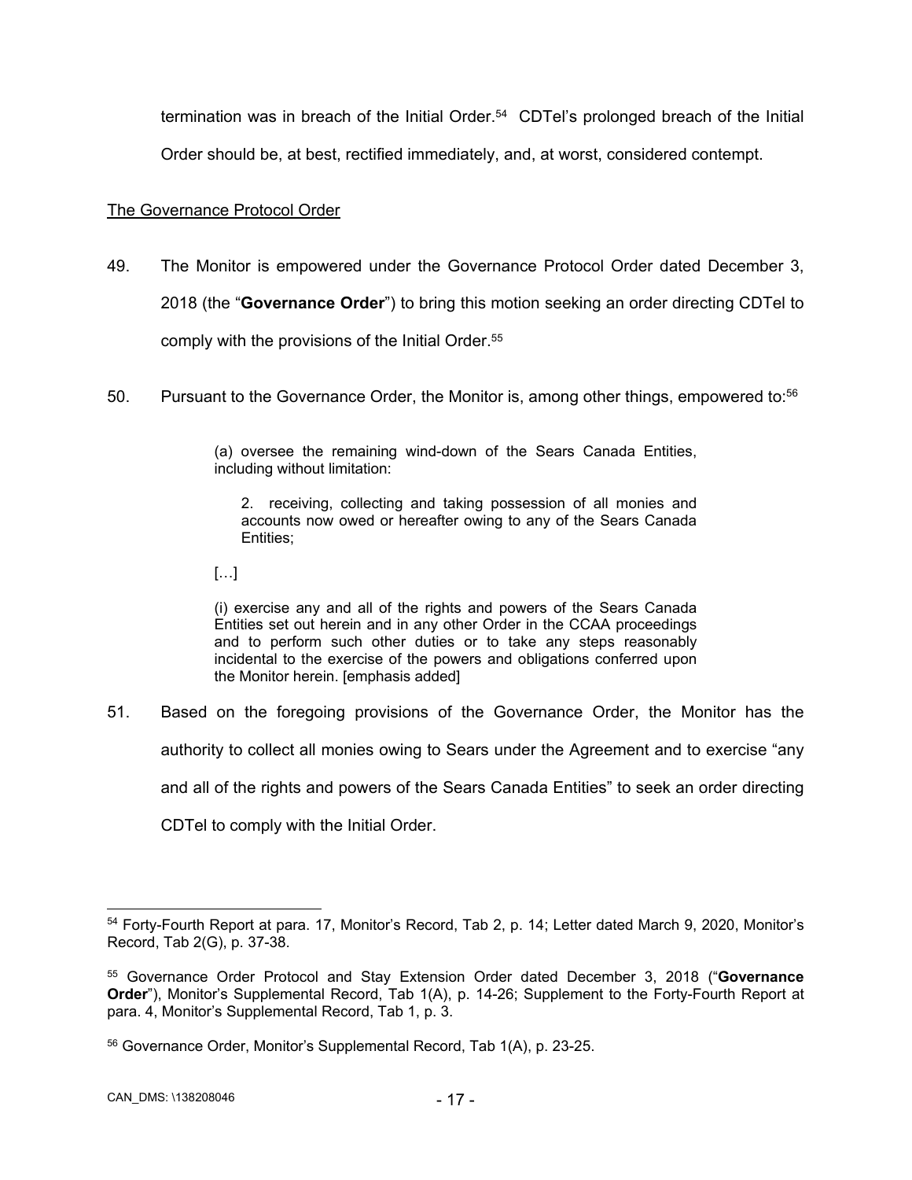termination was in breach of the Initial Order.[54] CDTel's prolonged breach of the Initial Order should be, at best, rectified immediately, and, at worst, considered contempt.

The Governance Protocol Order

49. The Monitor is empowered under the Governance Protocol Order dated December 3, 2018 (the "**Governance Order**") to bring this motion seeking an order directing CDTel to comply with the provisions of the Initial Order.[55]

50. Pursuant to the Governance Order, the Monitor is, among other things, empowered to:[56]

> (a) oversee the remaining wind-down of the Sears Canada Entities, including without limitation:
>
> 2. receiving, collecting and taking possession of all monies and accounts now owed or hereafter owing to any of the Sears Canada Entities;
>
> […]
>
> (i) exercise any and all of the rights and powers of the Sears Canada Entities set out herein and in any other Order in the CCAA proceedings and to perform such other duties or to take any steps reasonably incidental to the exercise of the powers and obligations conferred upon the Monitor herein. [emphasis added]

51. Based on the foregoing provisions of the Governance Order, the Monitor has the authority to collect all monies owing to Sears under the Agreement and to exercise "any and all of the rights and powers of the Sears Canada Entities" to seek an order directing CDTel to comply with the Initial Order.

---

[54] Forty-Fourth Report at para. 17, Monitor's Record, Tab 2, p. 14; Letter dated March 9, 2020, Monitor's Record, Tab 2(G), p. 37-38.

[55] Governance Order Protocol and Stay Extension Order dated December 3, 2018 ("**Governance Order**"), Monitor's Supplemental Record, Tab 1(A), p. 14-26; Supplement to the Forty-Fourth Report at para. 4, Monitor's Supplemental Record, Tab 1, p. 3.

[56] Governance Order, Monitor's Supplemental Record, Tab 1(A), p. 23-25.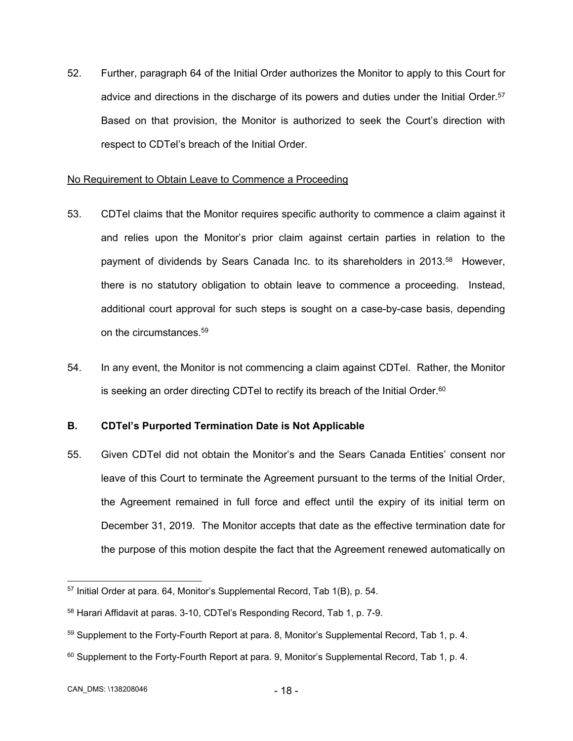52. Further, paragraph 64 of the Initial Order authorizes the Monitor to apply to this Court for advice and directions in the discharge of its powers and duties under the Initial Order.[57] Based on that provision, the Monitor is authorized to seek the Court's direction with respect to CDTel's breach of the Initial Order.

<u>No Requirement to Obtain Leave to Commence a Proceeding</u>

53. CDTel claims that the Monitor requires specific authority to commence a claim against it and relies upon the Monitor's prior claim against certain parties in relation to the payment of dividends by Sears Canada Inc. to its shareholders in 2013.[58] However, there is no statutory obligation to obtain leave to commence a proceeding. Instead, additional court approval for such steps is sought on a case-by-case basis, depending on the circumstances.[59]

54. In any event, the Monitor is not commencing a claim against CDTel. Rather, the Monitor is seeking an order directing CDTel to rectify its breach of the Initial Order.[60]

### B. CDTel's Purported Termination Date is Not Applicable

55. Given CDTel did not obtain the Monitor's and the Sears Canada Entities' consent nor leave of this Court to terminate the Agreement pursuant to the terms of the Initial Order, the Agreement remained in full force and effect until the expiry of its initial term on December 31, 2019. The Monitor accepts that date as the effective termination date for the purpose of this motion despite the fact that the Agreement renewed automatically on

---

[57] Initial Order at para. 64, Monitor's Supplemental Record, Tab 1(B), p. 54.

[58] Harari Affidavit at paras. 3-10, CDTel's Responding Record, Tab 1, p. 7-9.

[59] Supplement to the Forty-Fourth Report at para. 8, Monitor's Supplemental Record, Tab 1, p. 4.

[60] Supplement to the Forty-Fourth Report at para. 9, Monitor's Supplemental Record, Tab 1, p. 4.

CAN_DMS: \138208046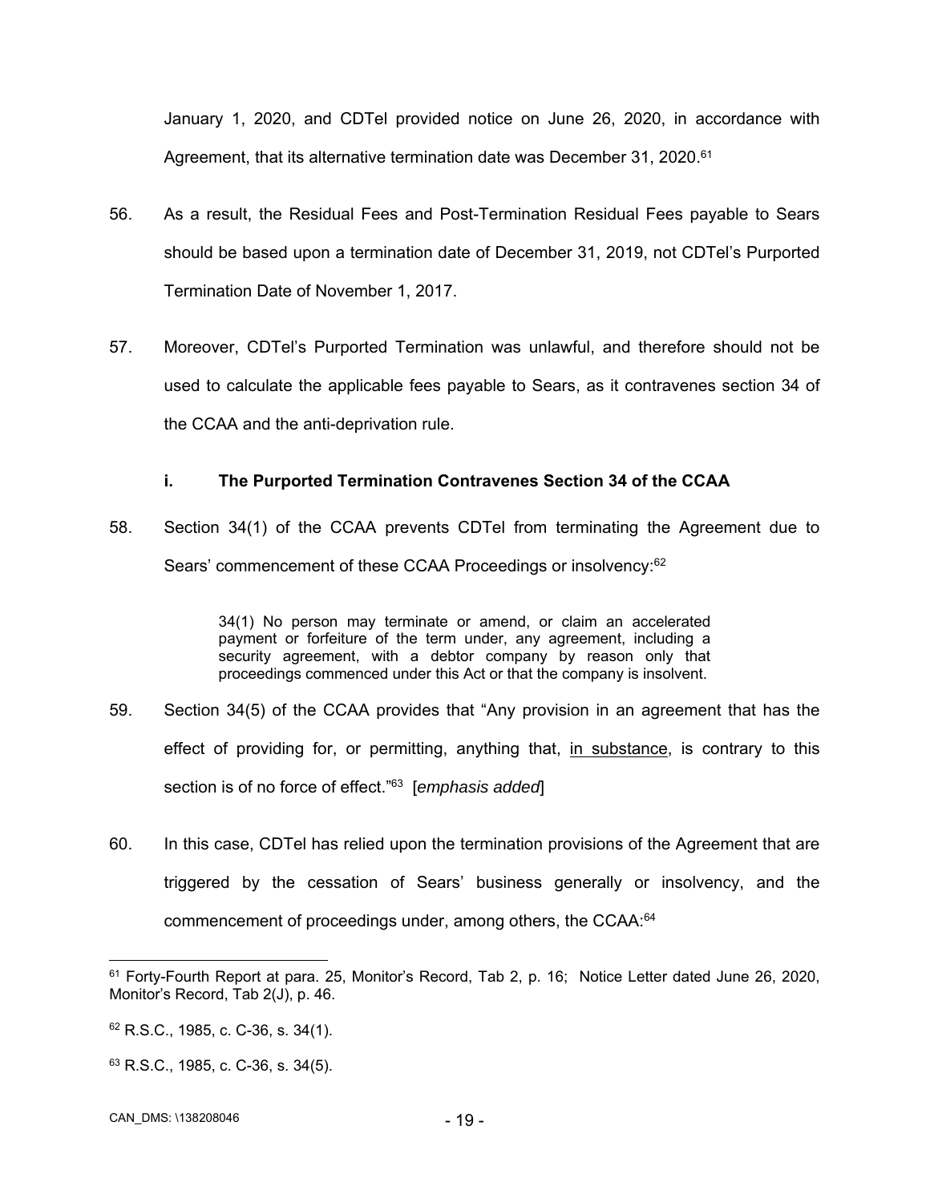January 1, 2020, and CDTel provided notice on June 26, 2020, in accordance with Agreement, that its alternative termination date was December 31, 2020.[61]

56. As a result, the Residual Fees and Post-Termination Residual Fees payable to Sears should be based upon a termination date of December 31, 2019, not CDTel's Purported Termination Date of November 1, 2017.

57. Moreover, CDTel's Purported Termination was unlawful, and therefore should not be used to calculate the applicable fees payable to Sears, as it contravenes section 34 of the CCAA and the anti-deprivation rule.

### i. The Purported Termination Contravenes Section 34 of the CCAA

58. Section 34(1) of the CCAA prevents CDTel from terminating the Agreement due to Sears' commencement of these CCAA Proceedings or insolvency:[62]

> 34(1) No person may terminate or amend, or claim an accelerated payment or forfeiture of the term under, any agreement, including a security agreement, with a debtor company by reason only that proceedings commenced under this Act or that the company is insolvent.

59. Section 34(5) of the CCAA provides that "Any provision in an agreement that has the effect of providing for, or permitting, anything that, <u>in substance</u>, is contrary to this section is of no force of effect."[63] [*emphasis added*]

60. In this case, CDTel has relied upon the termination provisions of the Agreement that are triggered by the cessation of Sears' business generally or insolvency, and the commencement of proceedings under, among others, the CCAA:[64]

---

[61] Forty-Fourth Report at para. 25, Monitor's Record, Tab 2, p. 16; Notice Letter dated June 26, 2020, Monitor's Record, Tab 2(J), p. 46.

[62] R.S.C., 1985, c. C-36, s. 34(1).

[63] R.S.C., 1985, c. C-36, s. 34(5).

CAN_DMS: \138208046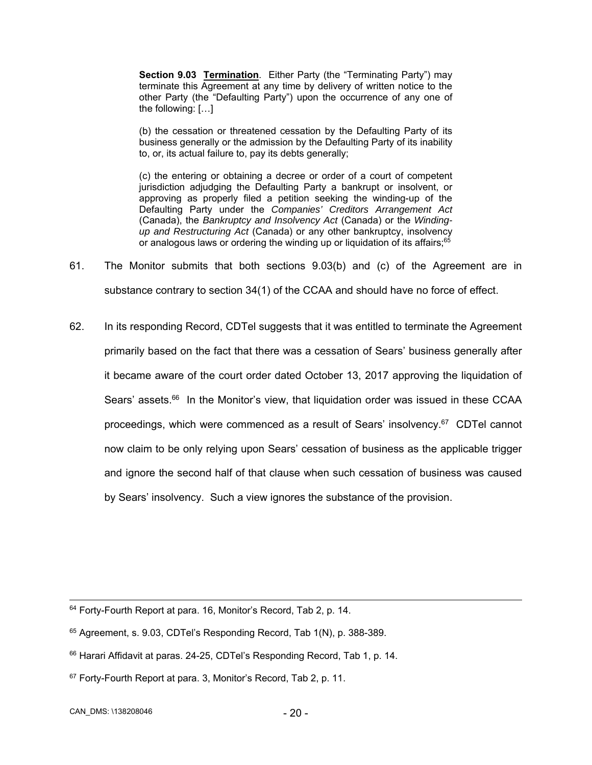> **Section 9.03 Termination**. Either Party (the "Terminating Party") may terminate this Agreement at any time by delivery of written notice to the other Party (the "Defaulting Party") upon the occurrence of any one of the following: […]
>
> (b) the cessation or threatened cessation by the Defaulting Party of its business generally or the admission by the Defaulting Party of its inability to, or, its actual failure to, pay its debts generally;
>
> (c) the entering or obtaining a decree or order of a court of competent jurisdiction adjudging the Defaulting Party a bankrupt or insolvent, or approving as properly filed a petition seeking the winding-up of the Defaulting Party under the *Companies' Creditors Arrangement Act* (Canada), the *Bankruptcy and Insolvency Act* (Canada) or the *Winding-up and Restructuring Act* (Canada) or any other bankruptcy, insolvency or analogous laws or ordering the winding up or liquidation of its affairs;[65]

61. The Monitor submits that both sections 9.03(b) and (c) of the Agreement are in substance contrary to section 34(1) of the CCAA and should have no force of effect.

62. In its responding Record, CDTel suggests that it was entitled to terminate the Agreement primarily based on the fact that there was a cessation of Sears' business generally after it became aware of the court order dated October 13, 2017 approving the liquidation of Sears' assets.[66] In the Monitor's view, that liquidation order was issued in these CCAA proceedings, which were commenced as a result of Sears' insolvency.[67] CDTel cannot now claim to be only relying upon Sears' cessation of business as the applicable trigger and ignore the second half of that clause when such cessation of business was caused by Sears' insolvency. Such a view ignores the substance of the provision.

---

[64] Forty-Fourth Report at para. 16, Monitor's Record, Tab 2, p. 14.

[65] Agreement, s. 9.03, CDTel's Responding Record, Tab 1(N), p. 388-389.

[66] Harari Affidavit at paras. 24-25, CDTel's Responding Record, Tab 1, p. 14.

[67] Forty-Fourth Report at para. 3, Monitor's Record, Tab 2, p. 11.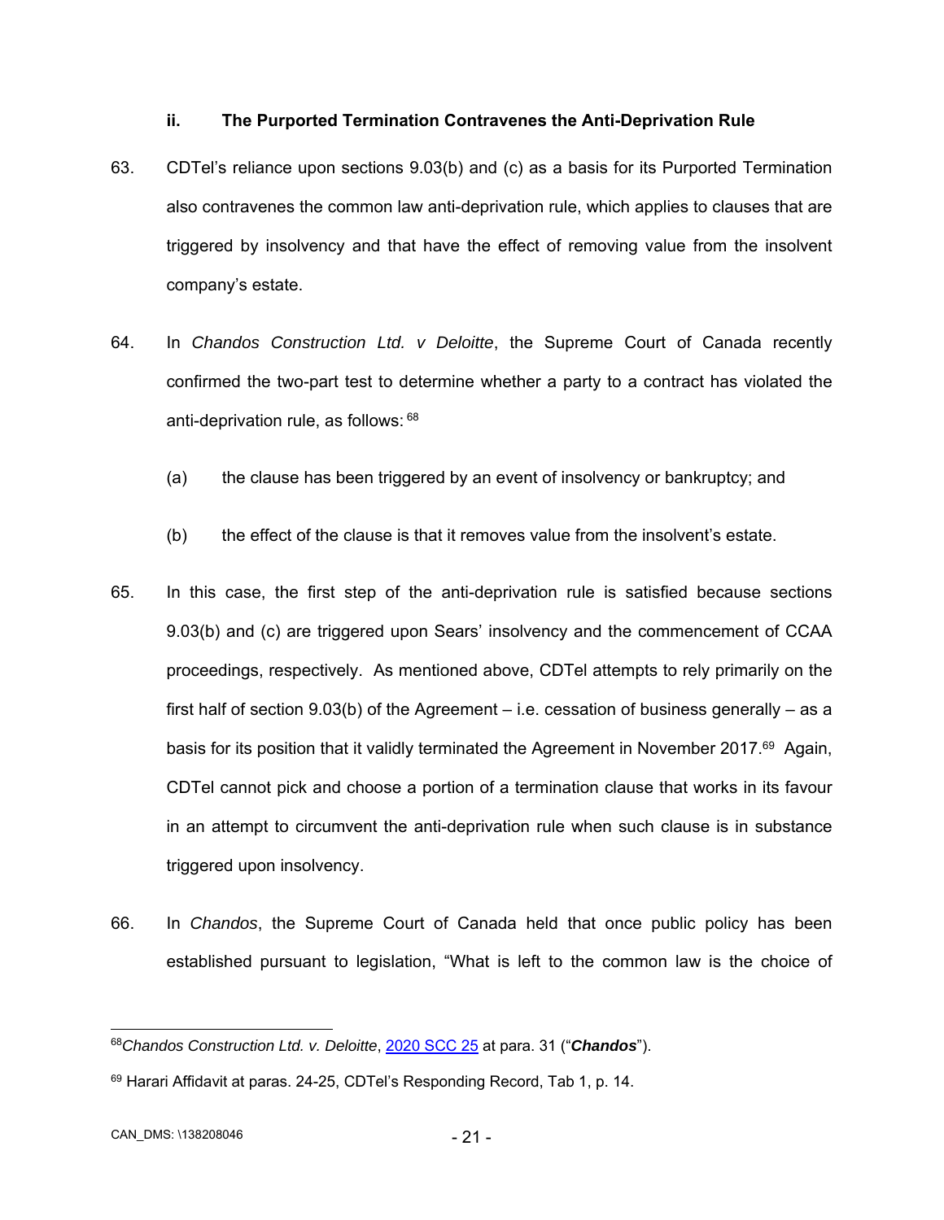### ii. The Purported Termination Contravenes the Anti-Deprivation Rule

63. CDTel's reliance upon sections 9.03(b) and (c) as a basis for its Purported Termination also contravenes the common law anti-deprivation rule, which applies to clauses that are triggered by insolvency and that have the effect of removing value from the insolvent company's estate.

64. In *Chandos Construction Ltd. v Deloitte*, the Supreme Court of Canada recently confirmed the two-part test to determine whether a party to a contract has violated the anti-deprivation rule, as follows: [68]

   (a) the clause has been triggered by an event of insolvency or bankruptcy; and

   (b) the effect of the clause is that it removes value from the insolvent's estate.

65. In this case, the first step of the anti-deprivation rule is satisfied because sections 9.03(b) and (c) are triggered upon Sears' insolvency and the commencement of CCAA proceedings, respectively. As mentioned above, CDTel attempts to rely primarily on the first half of section 9.03(b) of the Agreement – i.e. cessation of business generally – as a basis for its position that it validly terminated the Agreement in November 2017.[69] Again, CDTel cannot pick and choose a portion of a termination clause that works in its favour in an attempt to circumvent the anti-deprivation rule when such clause is in substance triggered upon insolvency.

66. In *Chandos*, the Supreme Court of Canada held that once public policy has been established pursuant to legislation, "What is left to the common law is the choice of

---

[68] *Chandos Construction Ltd. v. Deloitte*, 2020 SCC 25 at para. 31 ("***Chandos***").

[69] Harari Affidavit at paras. 24-25, CDTel's Responding Record, Tab 1, p. 14.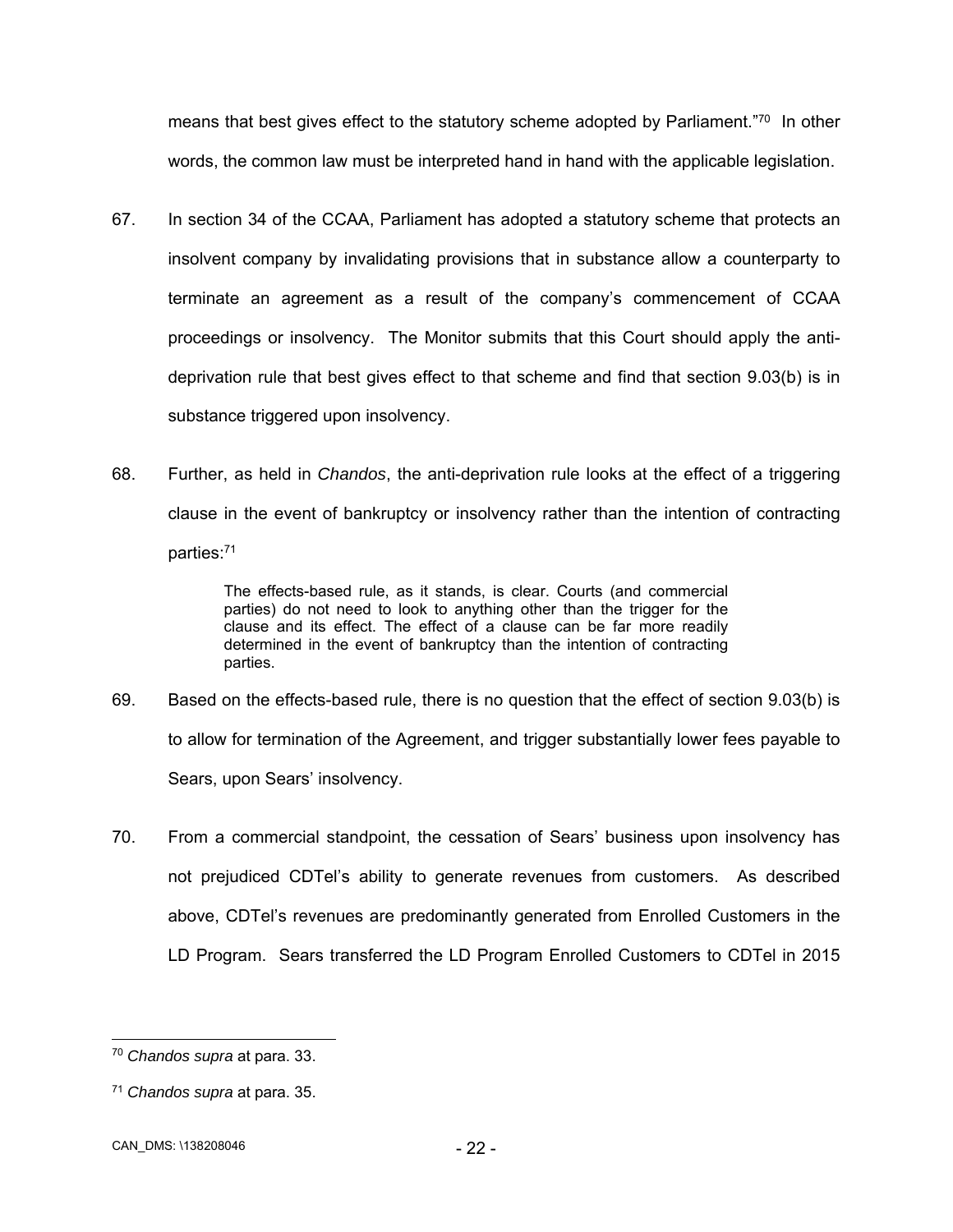means that best gives effect to the statutory scheme adopted by Parliament."[70] In other words, the common law must be interpreted hand in hand with the applicable legislation.

67. In section 34 of the CCAA, Parliament has adopted a statutory scheme that protects an insolvent company by invalidating provisions that in substance allow a counterparty to terminate an agreement as a result of the company's commencement of CCAA proceedings or insolvency. The Monitor submits that this Court should apply the anti-deprivation rule that best gives effect to that scheme and find that section 9.03(b) is in substance triggered upon insolvency.

68. Further, as held in *Chandos*, the anti-deprivation rule looks at the effect of a triggering clause in the event of bankruptcy or insolvency rather than the intention of contracting parties:[71]

> The effects-based rule, as it stands, is clear. Courts (and commercial parties) do not need to look to anything other than the trigger for the clause and its effect. The effect of a clause can be far more readily determined in the event of bankruptcy than the intention of contracting parties.

69. Based on the effects-based rule, there is no question that the effect of section 9.03(b) is to allow for termination of the Agreement, and trigger substantially lower fees payable to Sears, upon Sears' insolvency.

70. From a commercial standpoint, the cessation of Sears' business upon insolvency has not prejudiced CDTel's ability to generate revenues from customers. As described above, CDTel's revenues are predominantly generated from Enrolled Customers in the LD Program. Sears transferred the LD Program Enrolled Customers to CDTel in 2015

---

[70] *Chandos supra* at para. 33.

[71] *Chandos supra* at para. 35.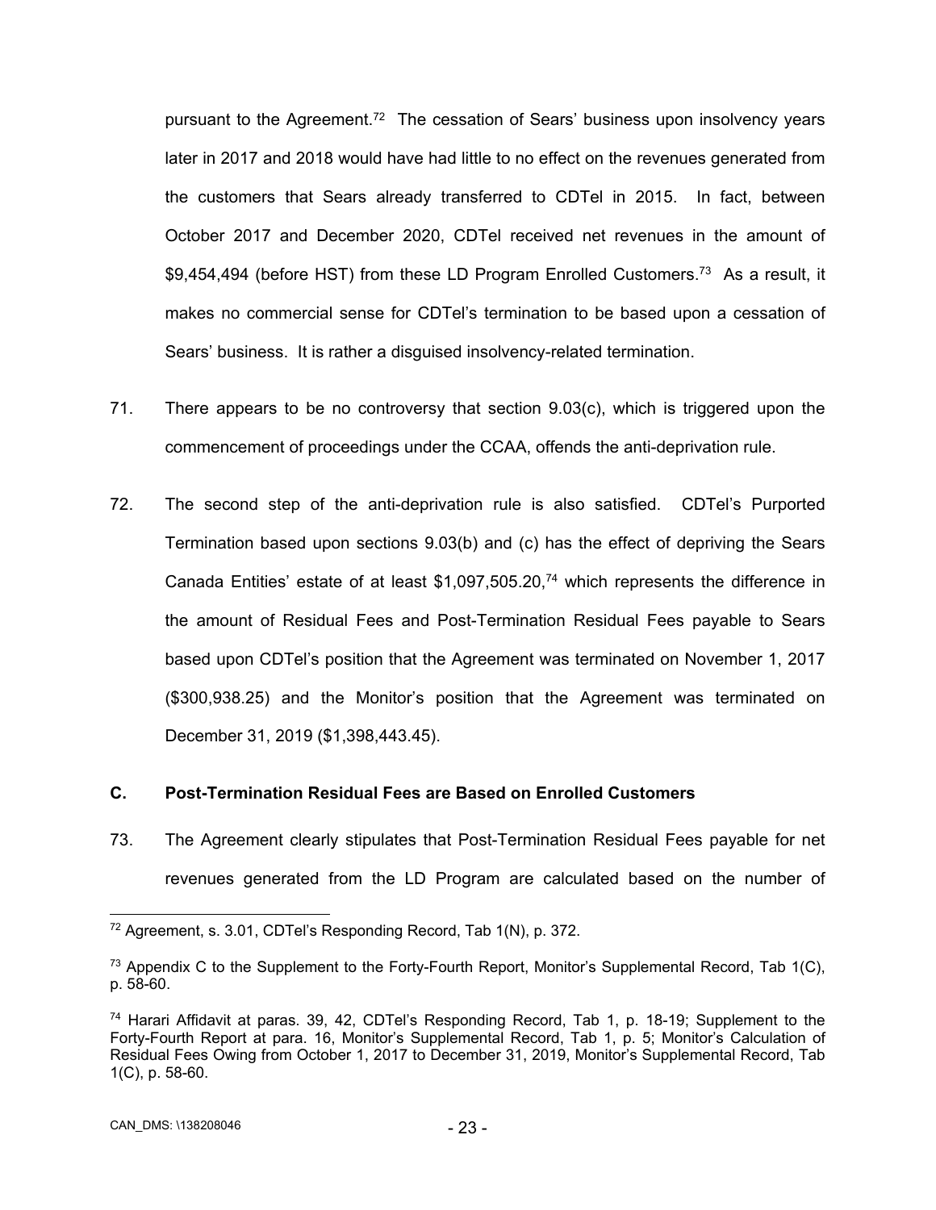pursuant to the Agreement.[72] The cessation of Sears' business upon insolvency years later in 2017 and 2018 would have had little to no effect on the revenues generated from the customers that Sears already transferred to CDTel in 2015. In fact, between October 2017 and December 2020, CDTel received net revenues in the amount of $9,454,494 (before HST) from these LD Program Enrolled Customers.[73] As a result, it makes no commercial sense for CDTel's termination to be based upon a cessation of Sears' business. It is rather a disguised insolvency-related termination.

71. There appears to be no controversy that section 9.03(c), which is triggered upon the commencement of proceedings under the CCAA, offends the anti-deprivation rule.

72. The second step of the anti-deprivation rule is also satisfied. CDTel's Purported Termination based upon sections 9.03(b) and (c) has the effect of depriving the Sears Canada Entities' estate of at least $1,097,505.20,[74] which represents the difference in the amount of Residual Fees and Post-Termination Residual Fees payable to Sears based upon CDTel's position that the Agreement was terminated on November 1, 2017 ($300,938.25) and the Monitor's position that the Agreement was terminated on December 31, 2019 ($1,398,443.45).

### C. Post-Termination Residual Fees are Based on Enrolled Customers

73. The Agreement clearly stipulates that Post-Termination Residual Fees payable for net revenues generated from the LD Program are calculated based on the number of

---

[72] Agreement, s. 3.01, CDTel's Responding Record, Tab 1(N), p. 372.

[73] Appendix C to the Supplement to the Forty-Fourth Report, Monitor's Supplemental Record, Tab 1(C), p. 58-60.

[74] Harari Affidavit at paras. 39, 42, CDTel's Responding Record, Tab 1, p. 18-19; Supplement to the Forty-Fourth Report at para. 16, Monitor's Supplemental Record, Tab 1, p. 5; Monitor's Calculation of Residual Fees Owing from October 1, 2017 to December 31, 2019, Monitor's Supplemental Record, Tab 1(C), p. 58-60.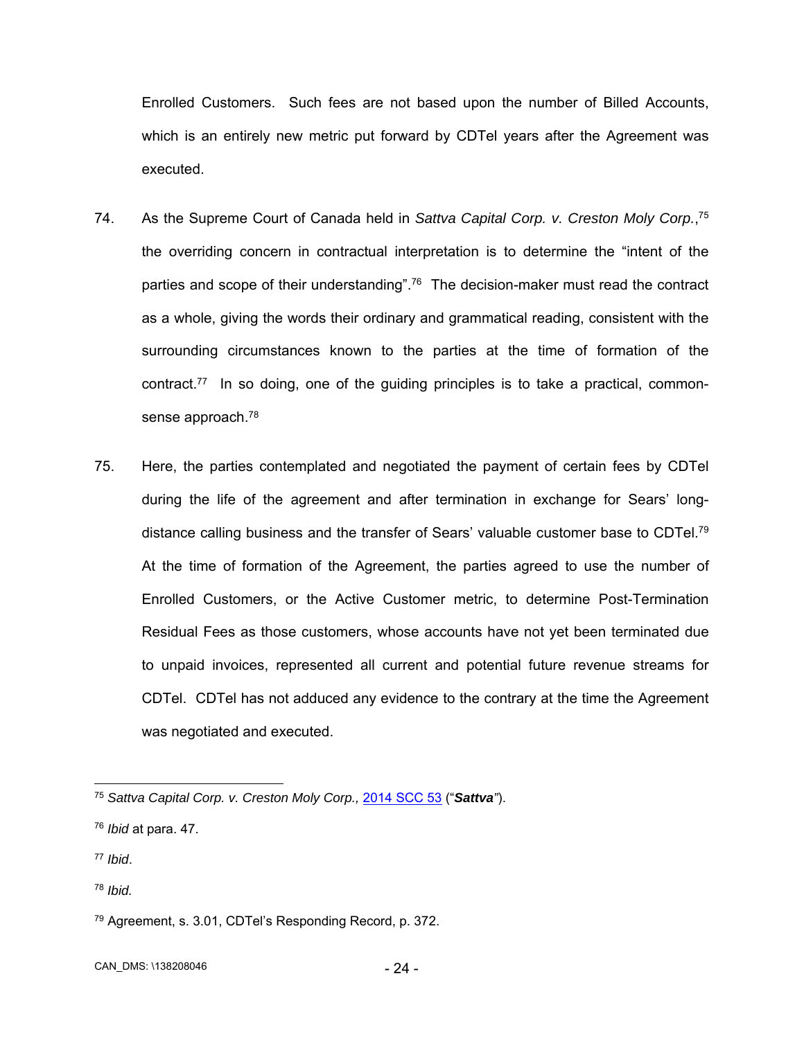Enrolled Customers. Such fees are not based upon the number of Billed Accounts, which is an entirely new metric put forward by CDTel years after the Agreement was executed.

74. As the Supreme Court of Canada held in *Sattva Capital Corp. v. Creston Moly Corp.*,[75] the overriding concern in contractual interpretation is to determine the "intent of the parties and scope of their understanding".[76] The decision-maker must read the contract as a whole, giving the words their ordinary and grammatical reading, consistent with the surrounding circumstances known to the parties at the time of formation of the contract.[77] In so doing, one of the guiding principles is to take a practical, common-sense approach.[78]

75. Here, the parties contemplated and negotiated the payment of certain fees by CDTel during the life of the agreement and after termination in exchange for Sears' long-distance calling business and the transfer of Sears' valuable customer base to CDTel.[79] At the time of formation of the Agreement, the parties agreed to use the number of Enrolled Customers, or the Active Customer metric, to determine Post-Termination Residual Fees as those customers, whose accounts have not yet been terminated due to unpaid invoices, represented all current and potential future revenue streams for CDTel. CDTel has not adduced any evidence to the contrary at the time the Agreement was negotiated and executed.

---

[75] *Sattva Capital Corp. v. Creston Moly Corp.,* 2014 SCC 53 ("***Sattva***").

[76] *Ibid* at para. 47.

[77] *Ibid*.

[78] *Ibid.*

[79] Agreement, s. 3.01, CDTel's Responding Record, p. 372.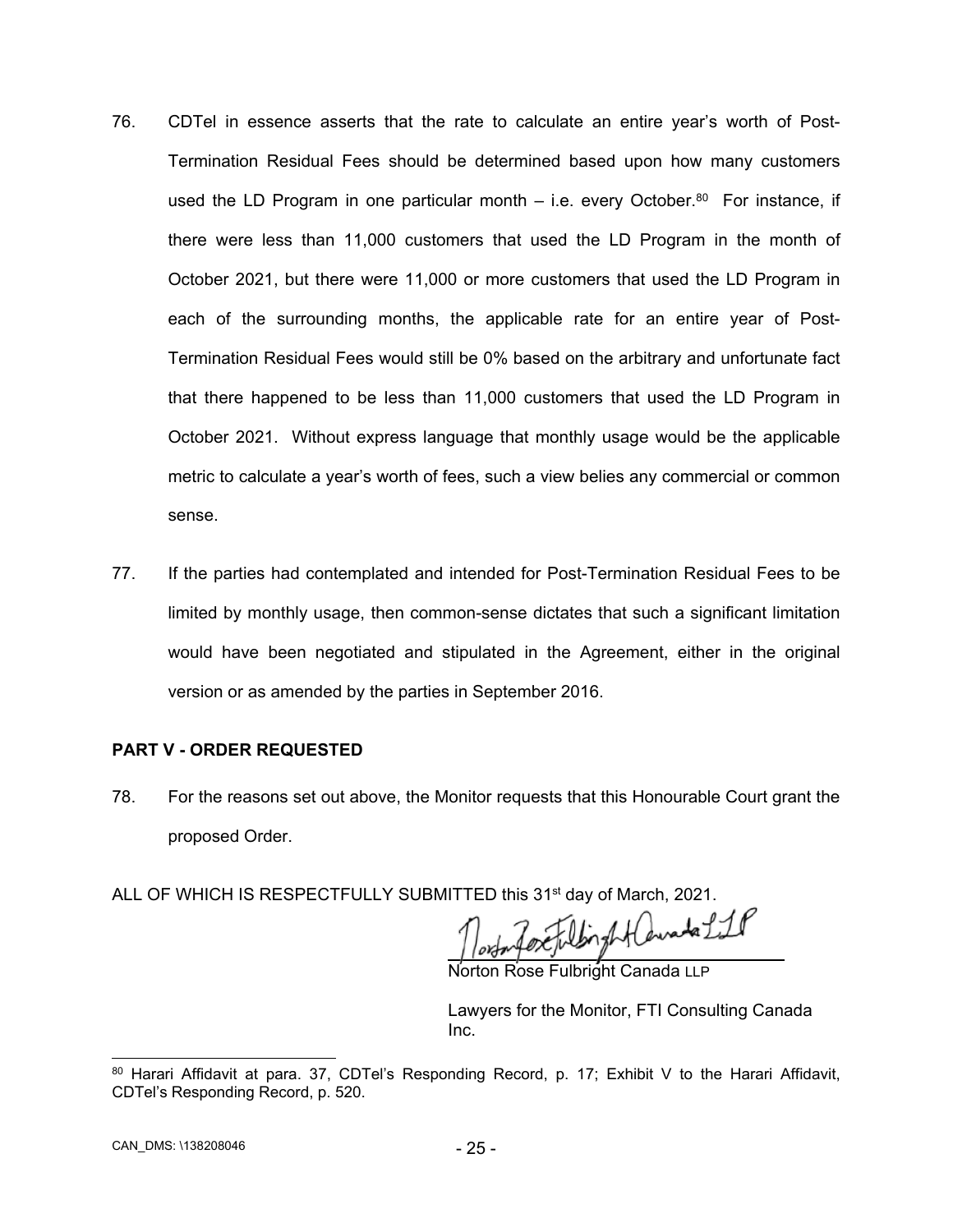76. CDTel in essence asserts that the rate to calculate an entire year's worth of Post-Termination Residual Fees should be determined based upon how many customers used the LD Program in one particular month – i.e. every October.[80] For instance, if there were less than 11,000 customers that used the LD Program in the month of October 2021, but there were 11,000 or more customers that used the LD Program in each of the surrounding months, the applicable rate for an entire year of Post-Termination Residual Fees would still be 0% based on the arbitrary and unfortunate fact that there happened to be less than 11,000 customers that used the LD Program in October 2021. Without express language that monthly usage would be the applicable metric to calculate a year's worth of fees, such a view belies any commercial or common sense.

77. If the parties had contemplated and intended for Post-Termination Residual Fees to be limited by monthly usage, then common-sense dictates that such a significant limitation would have been negotiated and stipulated in the Agreement, either in the original version or as amended by the parties in September 2016.

## PART V - ORDER REQUESTED

78. For the reasons set out above, the Monitor requests that this Honourable Court grant the proposed Order.

ALL OF WHICH IS RESPECTFULLY SUBMITTED this 31st day of March, 2021.

Norton Rose Fulbright Canada LLP

Norton Rose Fulbright Canada LLP

Lawyers for the Monitor, FTI Consulting Canada Inc.

---

[80] Harari Affidavit at para. 37, CDTel's Responding Record, p. 17; Exhibit V to the Harari Affidavit, CDTel's Responding Record, p. 520.

CAN_DMS: \138208046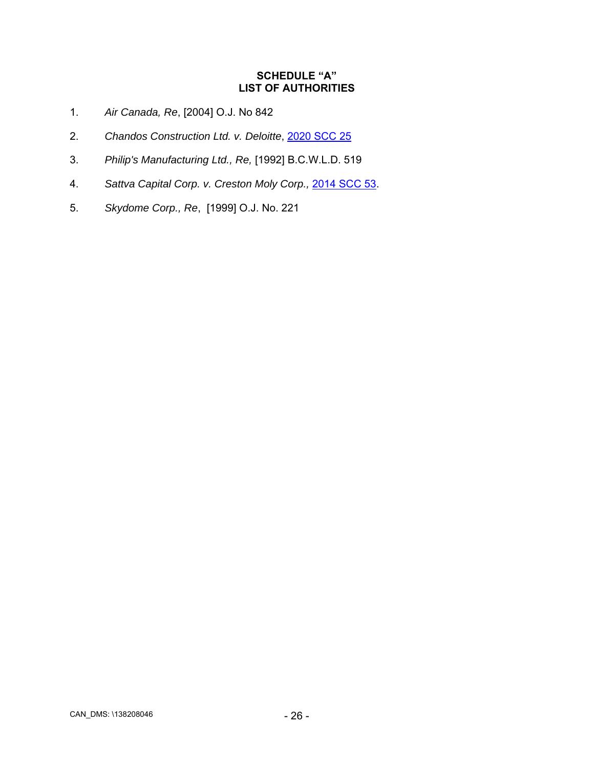**SCHEDULE "A"**
**LIST OF AUTHORITIES**

1. *Air Canada, Re*, [2004] O.J. No 842

2. *Chandos Construction Ltd. v. Deloitte*, 2020 SCC 25

3. *Philip's Manufacturing Ltd., Re,* [1992] B.C.W.L.D. 519

4. *Sattva Capital Corp. v. Creston Moly Corp.,* 2014 SCC 53.

5. *Skydome Corp., Re*, [1999] O.J. No. 221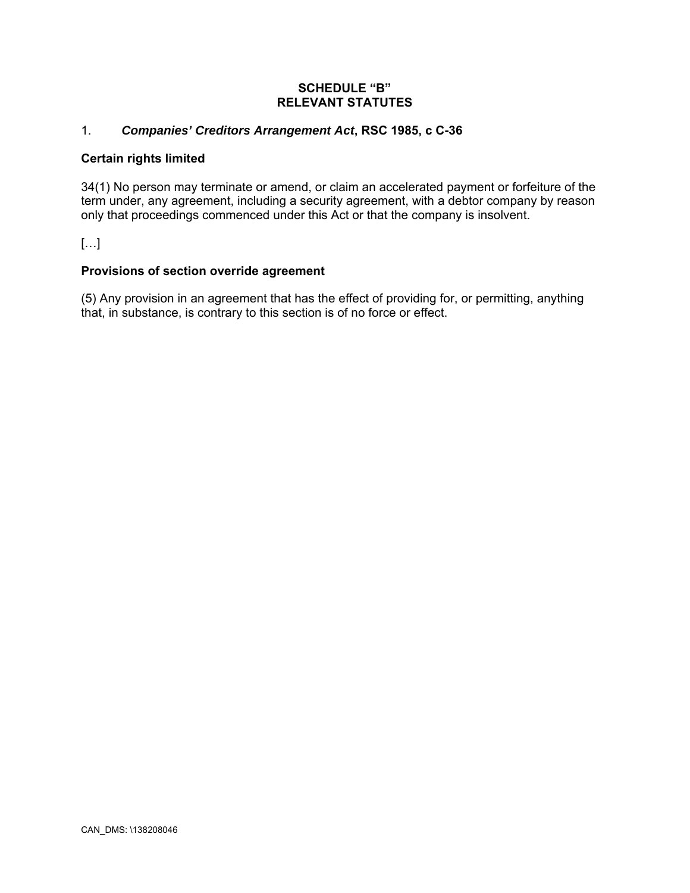**SCHEDULE "B"**
**RELEVANT STATUTES**

1. ***Companies' Creditors Arrangement Act*, RSC 1985, c C-36**

**Certain rights limited**

34(1) No person may terminate or amend, or claim an accelerated payment or forfeiture of the term under, any agreement, including a security agreement, with a debtor company by reason only that proceedings commenced under this Act or that the company is insolvent.

[…]

**Provisions of section override agreement**

(5) Any provision in an agreement that has the effect of providing for, or permitting, anything that, in substance, is contrary to this section is of no force or effect.

CAN_DMS: \138208046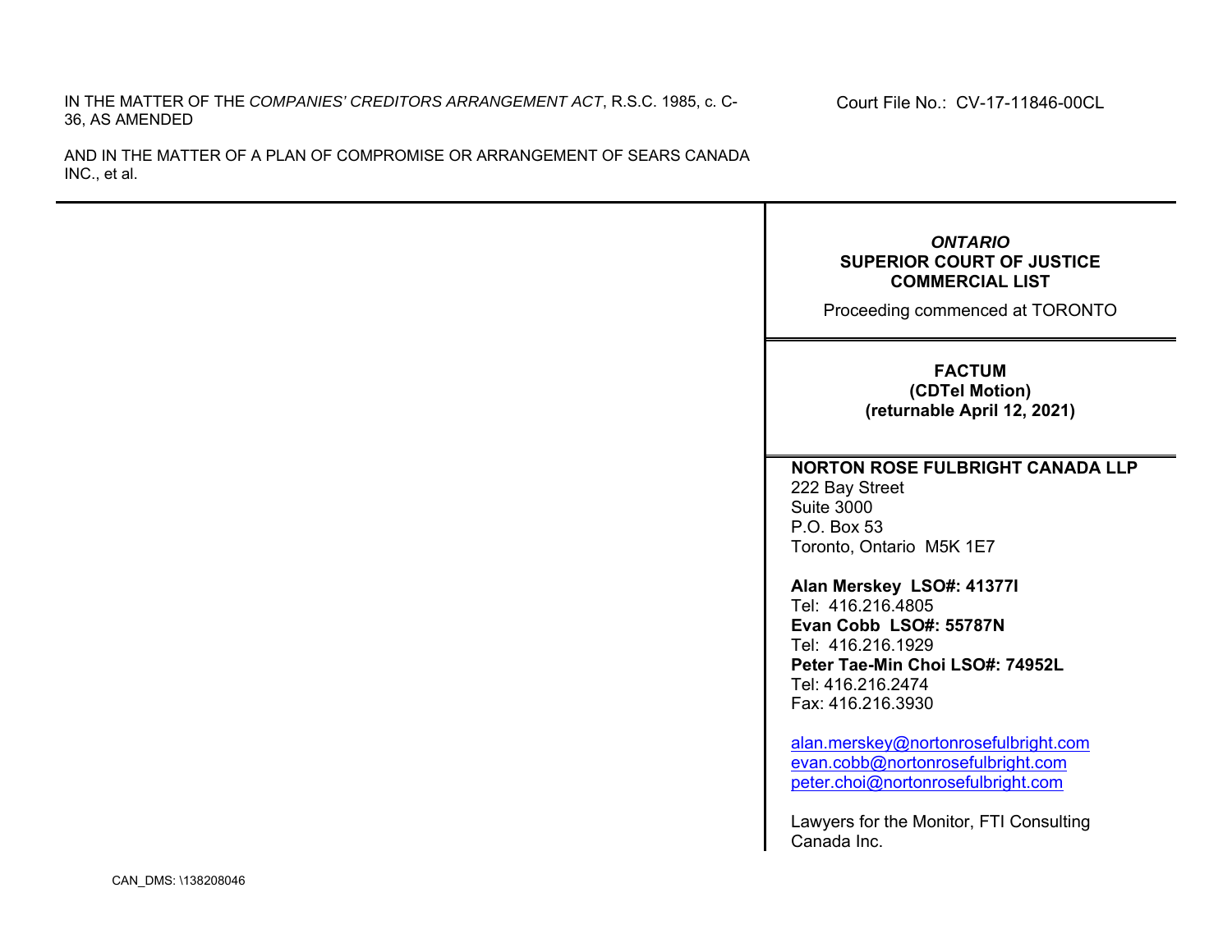IN THE MATTER OF THE *COMPANIES' CREDITORS ARRANGEMENT ACT*, R.S.C. 1985, c. C-36, AS AMENDED

AND IN THE MATTER OF A PLAN OF COMPROMISE OR ARRANGEMENT OF SEARS CANADA INC., et al.

Court File No.: CV-17-11846-00CL

***ONTARIO***
**SUPERIOR COURT OF JUSTICE**
**COMMERCIAL LIST**

Proceeding commenced at TORONTO

**FACTUM**
**(CDTel Motion)**
**(returnable April 12, 2021)**

**NORTON ROSE FULBRIGHT CANADA LLP**
222 Bay Street
Suite 3000
P.O. Box 53
Toronto, Ontario M5K 1E7

**Alan Merskey LSO#: 41377I**
Tel: 416.216.4805
**Evan Cobb LSO#: 55787N**
Tel: 416.216.1929
**Peter Tae-Min Choi LSO#: 74952L**
Tel: 416.216.2474
Fax: 416.216.3930

alan.merskey@nortonrosefulbright.com
evan.cobb@nortonrosefulbright.com
peter.choi@nortonrosefulbright.com

Lawyers for the Monitor, FTI Consulting Canada Inc.

CAN_DMS: \138208046